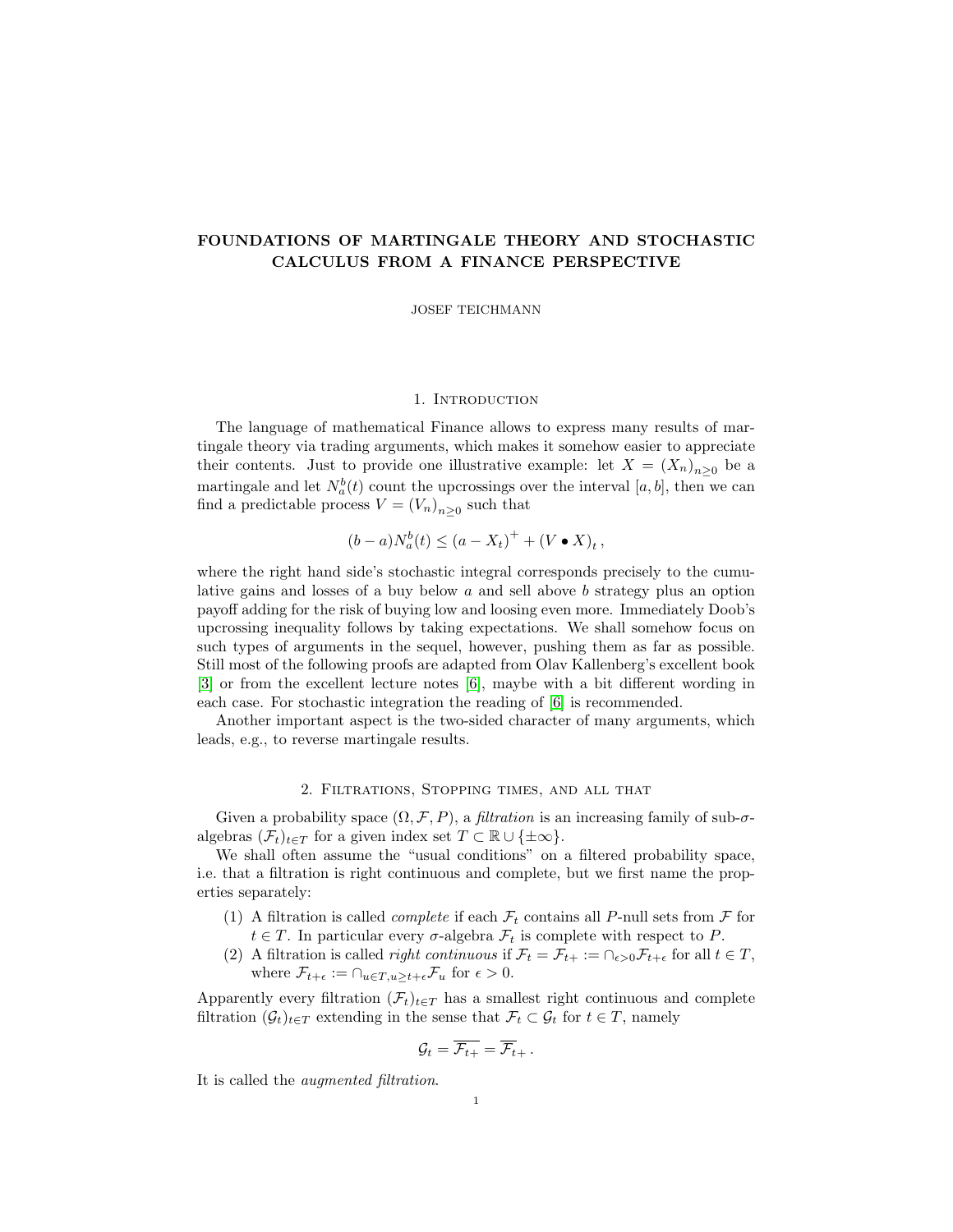# FOUNDATIONS OF MARTINGALE THEORY AND STOCHASTIC CALCULUS FROM A FINANCE PERSPECTIVE

JOSEF TEICHMANN

## 1. Introduction

The language of mathematical Finance allows to express many results of martingale theory via trading arguments, which makes it somehow easier to appreciate their contents. Just to provide one illustrative example: let $X = (X_n)_{n\geq 0}$ be a martingale and let $N_a^b(t)$ count the upcrossings over the interval $[a, b]$, then we can find a predictable process $V = (V_n)_{n\geq 0}$ such that

$$(b - a)N_a^b(t) \leq (a - X_t)^+ + (V \bullet X)_t \, ,$$

where the right hand side's stochastic integral corresponds precisely to the cumulative gains and losses of a buy below $a$ and sell above $b$ strategy plus an option payoff adding for the risk of buying low and loosing even more. Immediately Doob's upcrossing inequality follows by taking expectations. We shall somehow focus on such types of arguments in the sequel, however, pushing them as far as possible. Still most of the following proofs are adapted from Olav Kallenberg's excellent book [3] or from the excellent lecture notes [6], maybe with a bit different wording in each case. For stochastic integration the reading of [6] is recommended.

Another important aspect is the two-sided character of many arguments, which leads, e.g., to reverse martingale results.

## 2. Filtrations, Stopping times, and all that

Given a probability space $(\Omega, \mathcal{F}, P)$, a *filtration* is an increasing family of sub-$\sigma$-algebras $(\mathcal{F}_t)_{t\in T}$ for a given index set $T \subset \mathbb{R} \cup \{\pm\infty\}$.

We shall often assume the "usual conditions" on a filtered probability space, i.e. that a filtration is right continuous and complete, but we first name the properties separately:

1. A filtration is called *complete* if each $\mathcal{F}_t$ contains all $P$-null sets from $\mathcal{F}$ for $t \in T$. In particular every $\sigma$-algebra $\mathcal{F}_t$ is complete with respect to $P$.
2. A filtration is called *right continuous* if $\mathcal{F}_t = \mathcal{F}_{t+} := \cap_{\epsilon>0}\mathcal{F}_{t+\epsilon}$ for all $t \in T$, where $\mathcal{F}_{t+\epsilon} := \cap_{u\in T, u\geq t+\epsilon}\mathcal{F}_u$ for $\epsilon > 0$.

Apparently every filtration $(\mathcal{F}_t)_{t\in T}$ has a smallest right continuous and complete filtration $(\mathcal{G}_t)_{t\in T}$ extending in the sense that $\mathcal{F}_t \subset \mathcal{G}_t$ for $t \in T$, namely

$$\mathcal{G}_t = \overline{\mathcal{F}_{t+}} = \overline{\mathcal{F}}_{t+} \, .$$

It is called the *augmented filtration*.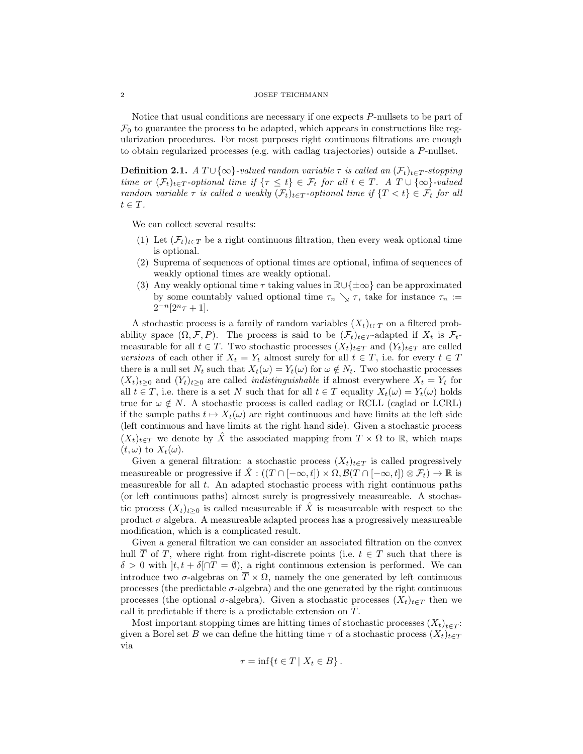Notice that usual conditions are necessary if one expects $P$-nullsets to be part of $\mathcal{F}_0$ to guarantee the process to be adapted, which appears in constructions like regularization procedures. For most purposes right continuous filtrations are enough to obtain regularized processes (e.g. with cadlag trajectories) outside a $P$-nullset.

**Definition 2.1.** *A $T \cup \{\infty\}$-valued random variable $\tau$ is called an $(\mathcal{F}_t)_{t\in T}$-stopping time or $(\mathcal{F}_t)_{t\in T}$-optional time if $\{\tau \leq t\} \in \mathcal{F}_t$ for all $t \in T$. A $T \cup \{\infty\}$-valued random variable $\tau$ is called a weakly $(\mathcal{F}_t)_{t\in T}$-optional time if $\{T < t\} \in \mathcal{F}_t$ for all $t \in T$.*

We can collect several results:

1. Let $(\mathcal{F}_t)_{t\in T}$ be a right continuous filtration, then every weak optional time is optional.
2. Suprema of sequences of optional times are optional, infima of sequences of weakly optional times are weakly optional.
3. Any weakly optional time $\tau$ taking values in $\mathbb{R} \cup \{\pm\infty\}$ can be approximated by some countably valued optional time $\tau_n \searrow \tau$, take for instance $\tau_n := 2^{-n}[2^n\tau + 1]$.

A stochastic process is a family of random variables $(X_t)_{t\in T}$ on a filtered probability space $(\Omega, \mathcal{F}, P)$. The process is said to be $(\mathcal{F}_t)_{t\in T}$-adapted if $X_t$ is $\mathcal{F}_t$-measurable for all $t \in T$. Two stochastic processes $(X_t)_{t\in T}$ and $(Y_t)_{t\in T}$ are called *versions* of each other if $X_t = Y_t$ almost surely for all $t \in T$, i.e. for every $t \in T$ there is a null set $N_t$ such that $X_t(\omega) = Y_t(\omega)$ for $\omega \notin N_t$. Two stochastic processes $(X_t)_{t\geq 0}$ and $(Y_t)_{t\geq 0}$ are called *indistinguishable* if almost everywhere $X_t = Y_t$ for all $t \in T$, i.e. there is a set $N$ such that for all $t \in T$ equality $X_t(\omega) = Y_t(\omega)$ holds true for $\omega \notin N$. A stochastic process is called cadlag or RCLL (caglad or LCRL) if the sample paths $t \mapsto X_t(\omega)$ are right continuous and have limits at the left side (left continuous and have limits at the right hand side). Given a stochastic process $(X_t)_{t\in T}$ we denote by $\hat{X}$ the associated mapping from $T \times \Omega$ to $\mathbb{R}$, which maps $(t, \omega)$ to $X_t(\omega)$.

Given a general filtration: a stochastic process $(X_t)_{t\in T}$ is called progressively measureable or progressive if $\hat{X} : ((T \cap [-\infty, t]) \times \Omega, \mathcal{B}(T \cap [-\infty, t]) \otimes \mathcal{F}_t) \to \mathbb{R}$ is measureable for all $t$. An adapted stochastic process with right continuous paths (or left continuous paths) almost surely is progressively measureable. A stochastic process $(X_t)_{t\geq 0}$ is called measureable if $\hat{X}$ is measureable with respect to the product $\sigma$ algebra. A measureable adapted process has a progressively measureable modification, which is a complicated result.

Given a general filtration we can consider an associated filtration on the convex hull $\overline{T}$ of $T$, where right from right-discrete points (i.e. $t \in T$ such that there is $\delta > 0$ with $]t, t + \delta[ \cap T = \emptyset$), a right continuous extension is performed. We can introduce two $\sigma$-algebras on $\overline{T} \times \Omega$, namely the one generated by left continuous processes (the predictable $\sigma$-algebra) and the one generated by the right continuous processes (the optional $\sigma$-algebra). Given a stochastic processes $(X_t)_{t\in T}$ then we call it predictable if there is a predictable extension on $\overline{T}$.

Most important stopping times are hitting times of stochastic processes $(X_t)_{t\in T}$: given a Borel set $B$ we can define the hitting time $\tau$ of a stochastic process $(X_t)_{t\in T}$ via

$$\tau = \inf\{t \in T \mid X_t \in B\}.$$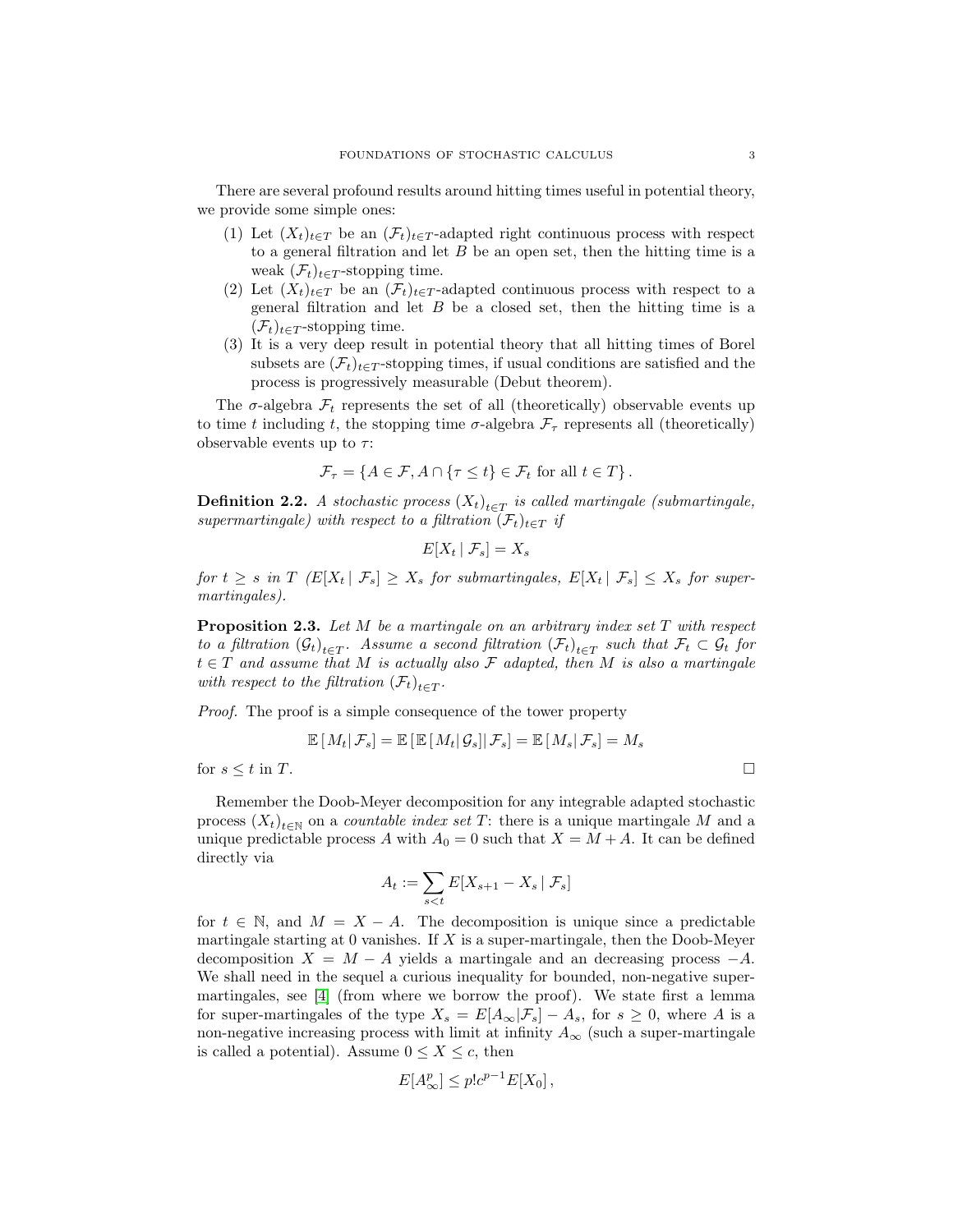There are several profound results around hitting times useful in potential theory, we provide some simple ones:

1. Let $(X_t)_{t\in T}$ be an $(\mathcal{F}_t)_{t\in T}$-adapted right continuous process with respect to a general filtration and let $B$ be an open set, then the hitting time is a weak $(\mathcal{F}_t)_{t\in T}$-stopping time.
2. Let $(X_t)_{t\in T}$ be an $(\mathcal{F}_t)_{t\in T}$-adapted continuous process with respect to a general filtration and let $B$ be a closed set, then the hitting time is a $(\mathcal{F}_t)_{t\in T}$-stopping time.
3. It is a very deep result in potential theory that all hitting times of Borel subsets are $(\mathcal{F}_t)_{t\in T}$-stopping times, if usual conditions are satisfied and the process is progressively measurable (Debut theorem).

The $\sigma$-algebra $\mathcal{F}_t$ represents the set of all (theoretically) observable events up to time $t$ including $t$, the stopping time $\sigma$-algebra $\mathcal{F}_\tau$ represents all (theoretically) observable events up to $\tau$:

$$\mathcal{F}_\tau = \{A \in \mathcal{F}, A \cap \{\tau \leq t\} \in \mathcal{F}_t \text{ for all } t \in T\}.$$

**Definition 2.2.** *A stochastic process $(X_t)_{t\in T}$ is called martingale (submartingale, supermartingale) with respect to a filtration $(\mathcal{F}_t)_{t\in T}$ if*

$$E[X_t \mid \mathcal{F}_s] = X_s$$

*for $t \geq s$ in $T$ ($E[X_t \mid \mathcal{F}_s] \geq X_s$ for submartingales, $E[X_t \mid \mathcal{F}_s] \leq X_s$ for supermartingales).*

**Proposition 2.3.** *Let $M$ be a martingale on an arbitrary index set $T$ with respect to a filtration $(\mathcal{G}_t)_{t\in T}$. Assume a second filtration $(\mathcal{F}_t)_{t\in T}$ such that $\mathcal{F}_t \subset \mathcal{G}_t$ for $t \in T$ and assume that $M$ is actually also $\mathcal{F}$ adapted, then $M$ is also a martingale with respect to the filtration $(\mathcal{F}_t)_{t\in T}$.*

*Proof.* The proof is a simple consequence of the tower property

$$\mathbb{E}\left[M_t\middle|\,\mathcal{F}_s\right] = \mathbb{E}\left[\mathbb{E}\left[M_t\middle|\,\mathcal{G}_s\right]\middle|\,\mathcal{F}_s\right] = \mathbb{E}\left[M_s\middle|\,\mathcal{F}_s\right] = M_s$$

for $s \leq t$ in $T$. □

Remember the Doob-Meyer decomposition for any integrable adapted stochastic process $(X_t)_{t\in\mathbb{N}}$ on a *countable index set* $T$: there is a unique martingale $M$ and a unique predictable process $A$ with $A_0 = 0$ such that $X = M + A$. It can be defined directly via

$$A_t := \sum_{s<t} E[X_{s+1} - X_s \mid \mathcal{F}_s]$$

for $t \in \mathbb{N}$, and $M = X - A$. The decomposition is unique since a predictable martingale starting at 0 vanishes. If $X$ is a super-martingale, then the Doob-Meyer decomposition $X = M - A$ yields a martingale and an decreasing process $-A$. We shall need in the sequel a curious inequality for bounded, non-negative super-martingales, see [4] (from where we borrow the proof). We state first a lemma for super-martingales of the type $X_s = E[A_\infty|\mathcal{F}_s] - A_s$, for $s \geq 0$, where $A$ is a non-negative increasing process with limit at infinity $A_\infty$ (such a super-martingale is called a potential). Assume $0 \leq X \leq c$, then

$$E[A_\infty^p] \leq p! c^{p-1} E[X_0],$$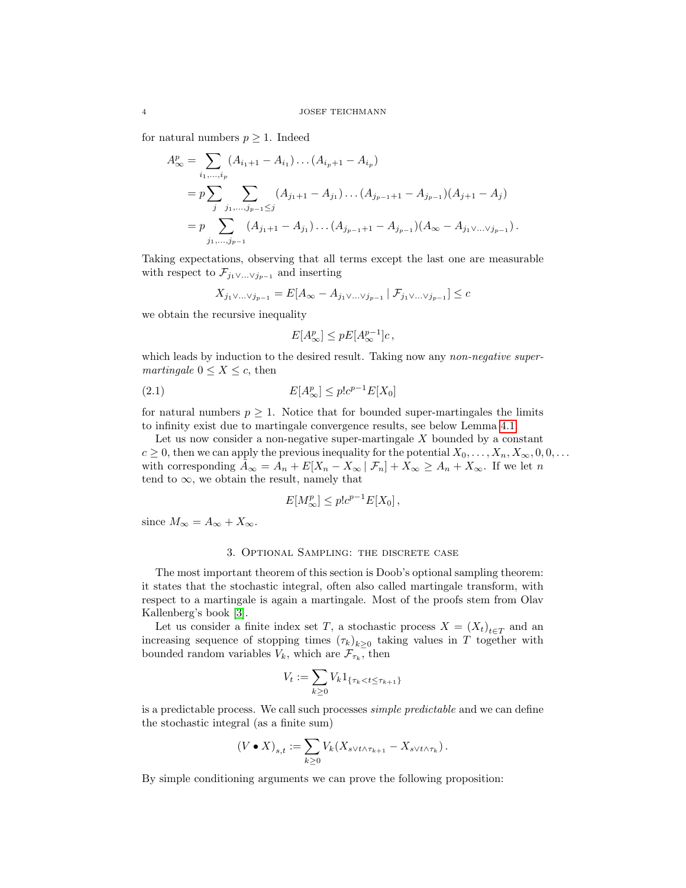for natural numbers $p \geq 1$. Indeed

$$
\begin{aligned}
A_\infty^p &= \sum_{i_1,\ldots,i_p} (A_{i_1+1} - A_{i_1}) \ldots (A_{i_p+1} - A_{i_p}) \\
&= p \sum_j \sum_{j_1,\ldots,j_{p-1} \leq j} (A_{j_1+1} - A_{j_1}) \ldots (A_{j_{p-1}+1} - A_{j_{p-1}})(A_{j+1} - A_j) \\
&= p \sum_{j_1,\ldots,j_{p-1}} (A_{j_1+1} - A_{j_1}) \ldots (A_{j_{p-1}+1} - A_{j_{p-1}})(A_\infty - A_{j_1 \vee \ldots \vee j_{p-1}}) .
\end{aligned}
$$

Taking expectations, observing that all terms except the last one are measurable with respect to $\mathcal{F}_{j_1 \vee \ldots \vee j_{p-1}}$ and inserting

$$
X_{j_1 \vee \ldots \vee j_{p-1}} = E[A_\infty - A_{j_1 \vee \ldots \vee j_{p-1}} \mid \mathcal{F}_{j_1 \vee \ldots \vee j_{p-1}}] \leq c
$$

we obtain the recursive inequality

$$
E[A_\infty^p] \leq p E[A_\infty^{p-1}] c ,
$$

which leads by induction to the desired result. Taking now any *non-negative super-martingale* $0 \leq X \leq c$, then

$$
E[A_\infty^p] \leq p! c^{p-1} E[X_0] \tag{2.1}
$$

for natural numbers $p \geq 1$. Notice that for bounded super-martingales the limits to infinity exist due to martingale convergence results, see below Lemma 4.1.

Let us now consider a non-negative super-martingale $X$ bounded by a constant $c \geq 0$, then we can apply the previous inequality for the potential $X_0, \ldots, X_n, X_\infty, 0, 0, \ldots$ with corresponding $\tilde{A}_\infty = A_n + E[X_n - X_\infty \mid \mathcal{F}_n] + X_\infty \geq A_n + X_\infty$. If we let $n$ tend to $\infty$, we obtain the result, namely that

$$
E[M_\infty^p] \leq p! c^{p-1} E[X_0] ,
$$

since $M_\infty = A_\infty + X_\infty$.

## 3. Optional Sampling: the discrete case

The most important theorem of this section is Doob's optional sampling theorem: it states that the stochastic integral, often also called martingale transform, with respect to a martingale is again a martingale. Most of the proofs stem from Olav Kallenberg's book [3].

Let us consider a finite index set $T$, a stochastic process $X = (X_t)_{t \in T}$ and an increasing sequence of stopping times $(\tau_k)_{k \geq 0}$ taking values in $T$ together with bounded random variables $V_k$, which are $\mathcal{F}_{\tau_k}$, then

$$
V_t := \sum_{k \geq 0} V_k 1_{\{\tau_k < t \leq \tau_{k+1}\}}
$$

is a predictable process. We call such processes *simple predictable* and we can define the stochastic integral (as a finite sum)

$$
(V \bullet X)_{s,t} := \sum_{k \geq 0} V_k (X_{s \vee t \wedge \tau_{k+1}} - X_{s \vee t \wedge \tau_k}) .
$$

By simple conditioning arguments we can prove the following proposition: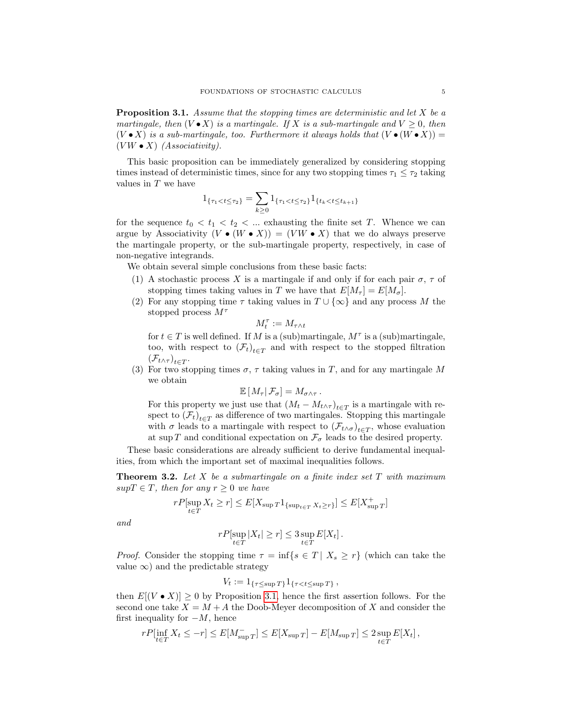**Proposition 3.1.** *Assume that the stopping times are deterministic and let $X$ be a martingale, then $(V \bullet X)$ is a martingale. If $X$ is a sub-martingale and $V \geq 0$, then $(V \bullet X)$ is a sub-martingale, too. Furthermore it always holds that $(V \bullet (W \bullet X)) = (VW \bullet X)$ (Associativity).*

This basic proposition can be immediately generalized by considering stopping times instead of deterministic times, since for any two stopping times $\tau_1 \leq \tau_2$ taking values in $T$ we have

$$1_{\{\tau_1 < t \leq \tau_2\}} = \sum_{k \geq 0} 1_{\{\tau_1 < t \leq \tau_2\}} 1_{\{t_k < t \leq t_{k+1}\}}$$

for the sequence $t_0 < t_1 < t_2 < ...$ exhausting the finite set $T$. Whence we can argue by Associativity $(V \bullet (W \bullet X)) = (VW \bullet X)$ that we do always preserve the martingale property, or the sub-martingale property, respectively, in case of non-negative integrands.

We obtain several simple conclusions from these basic facts:

1. A stochastic process $X$ is a martingale if and only if for each pair $\sigma$, $\tau$ of stopping times taking values in $T$ we have that $E[M_\tau] = E[M_\sigma]$.
2. For any stopping time $\tau$ taking values in $T \cup \{\infty\}$ and any process $M$ the stopped process $M^\tau$
$$M_t^\tau := M_{\tau \wedge t}$$
for $t \in T$ is well defined. If $M$ is a (sub)martingale, $M^\tau$ is a (sub)martingale, too, with respect to $(\mathcal{F}_t)_{t \in T}$ and with respect to the stopped filtration $(\mathcal{F}_{t \wedge \tau})_{t \in T}$.
3. For two stopping times $\sigma$, $\tau$ taking values in $T$, and for any martingale $M$ we obtain
$$\mathbb{E}\left[ M_\tau | \, \mathcal{F}_\sigma \right] = M_{\sigma \wedge \tau} \, .$$
For this property we just use that $(M_t - M_{t \wedge \tau})_{t \in T}$ is a martingale with respect to $(\mathcal{F}_t)_{t \in T}$ as difference of two martingales. Stopping this martingale with $\sigma$ leads to a martingale with respect to $(\mathcal{F}_{t \wedge \sigma})_{t \in T}$, whose evaluation at $\sup T$ and conditional expectation on $\mathcal{F}_\sigma$ leads to the desired property.

These basic considerations are already sufficient to derive fundamental inequalities, from which the important set of maximal inequalities follows.

**Theorem 3.2.** *Let $X$ be a submartingale on a finite index set $T$ with maximum $\sup T \in T$, then for any $r \geq 0$ we have*

$$rP[\sup_{t \in T} X_t \geq r] \leq E[X_{\sup T} 1_{\{\sup_{t \in T} X_t \geq r\}}] \leq E[X^+_{\sup T}]$$

*and*

$$rP[\sup_{t \in T} |X_t| \geq r] \leq 3 \sup_{t \in T} E[X_t] \, .$$

*Proof.* Consider the stopping time $\tau = \inf\{s \in T \,|\, X_s \geq r\}$ (which can take the value $\infty$) and the predictable strategy

$$V_t := 1_{\{\tau \leq \sup T\}} 1_{\{\tau < t \leq \sup T\}} \, ,$$

then $E[(V \bullet X)] \geq 0$ by Proposition 3.1, hence the first assertion follows. For the second one take $X = M + A$ the Doob-Meyer decomposition of $X$ and consider the first inequality for $-M$, hence

$$rP[\inf_{t \in T} X_t \leq -r] \leq E[M^-_{\sup T}] \leq E[X_{\sup T}] - E[M_{\sup T}] \leq 2 \sup_{t \in T} E[X_t] \, ,$$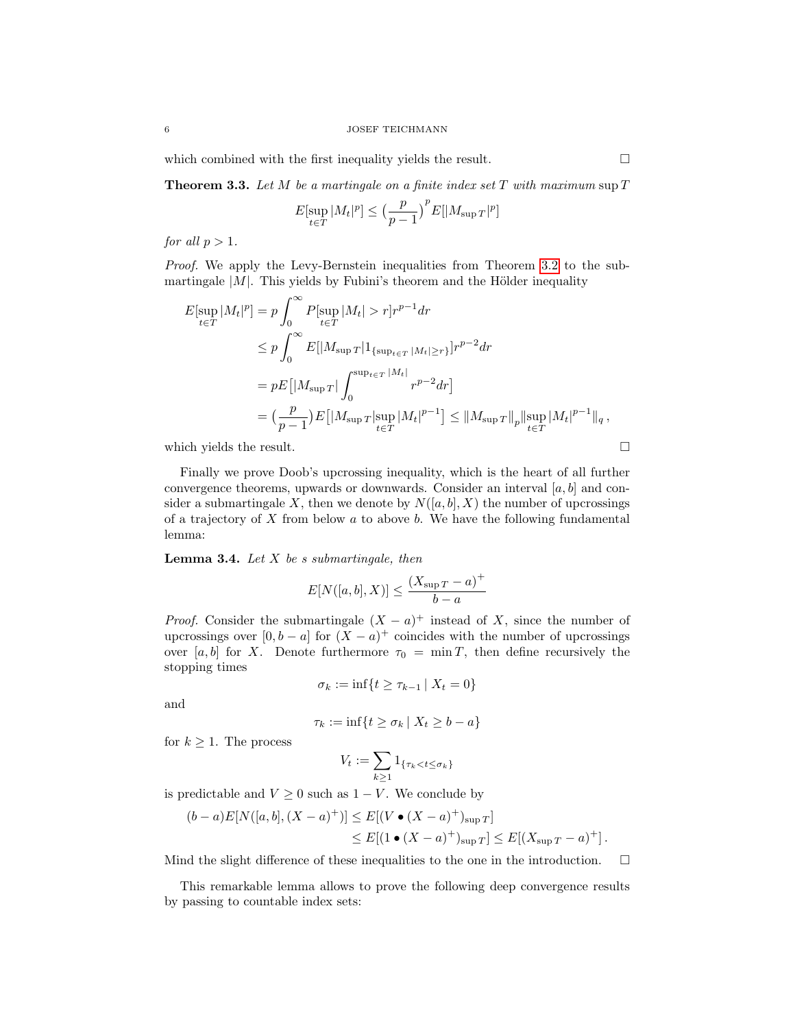which combined with the first inequality yields the result. □

**Theorem 3.3.** *Let $M$ be a martingale on a finite index set $T$ with maximum $\sup T$*

$$E[\sup_{t \in T} |M_t|^p] \leq \big(\frac{p}{p-1}\big)^p E[|M_{\sup T}|^p]$$

*for all $p > 1$.*

*Proof.* We apply the Levy-Bernstein inequalities from Theorem 3.2 to the submartingale $|M|$. This yields by Fubini's theorem and the Hölder inequality

$$\begin{aligned}
E[\sup_{t \in T} |M_t|^p] &= p \int_0^\infty P[\sup_{t \in T} |M_t| > r] r^{p-1} dr \\
&\leq p \int_0^\infty E[|M_{\sup T}| 1_{\{\sup_{t \in T} |M_t| \geq r\}}] r^{p-2} dr \\
&= pE\big[|M_{\sup T}| \int_0^{\sup_{t \in T} |M_t|} r^{p-2} dr\big] \\
&= \big(\frac{p}{p-1}\big) E\big[|M_{\sup T}| \sup_{t \in T} |M_t|^{p-1}\big] \leq \|M_{\sup T}\|_p \|\sup_{t \in T} |M_t|^{p-1}\|_q \,,
\end{aligned}$$

which yields the result. □

Finally we prove Doob's upcrossing inequality, which is the heart of all further convergence theorems, upwards or downwards. Consider an interval $[a, b]$ and consider a submartingale $X$, then we denote by $N([a, b], X)$ the number of upcrossings of a trajectory of $X$ from below $a$ to above $b$. We have the following fundamental lemma:

**Lemma 3.4.** *Let $X$ be s submartingale, then*

$$E[N([a, b], X)] \leq \frac{(X_{\sup T} - a)^+}{b - a}$$

*Proof.* Consider the submartingale $(X - a)^+$ instead of $X$, since the number of upcrossings over $[0, b - a]$ for $(X - a)^+$ coincides with the number of upcrossings over $[a, b]$ for $X$. Denote furthermore $\tau_0 = \min T$, then define recursively the stopping times

$$\sigma_k := \inf\{t \geq \tau_{k-1} \mid X_t = 0\}$$

and

$$\tau_k := \inf\{t \geq \sigma_k \mid X_t \geq b - a\}$$

for $k \geq 1$. The process

$$V_t := \sum_{k \geq 1} 1_{\{\tau_k < t \leq \sigma_k\}}$$

is predictable and $V \geq 0$ such as $1 - V$. We conclude by

$$\begin{aligned}
(b - a)E[N([a, b], (X - a)^+)] &\leq E[(V \bullet (X - a)^+)_{\sup T}] \\
&\leq E[(1 \bullet (X - a)^+)_{\sup T}] \leq E[(X_{\sup T} - a)^+] \,.
\end{aligned}$$

Mind the slight difference of these inequalities to the one in the introduction. □

This remarkable lemma allows to prove the following deep convergence results by passing to countable index sets: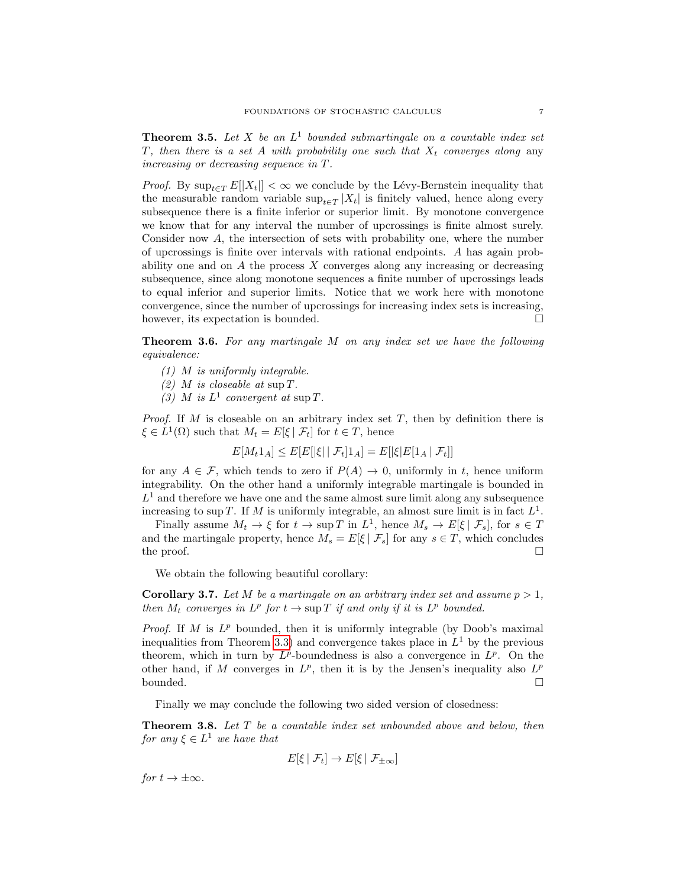**Theorem 3.5.** *Let $X$ be an $L^1$ bounded submartingale on a countable index set $T$, then there is a set $A$ with probability one such that $X_t$ converges along* any *increasing or decreasing sequence in $T$.*

*Proof.* By $\sup_{t \in T} E[|X_t|] < \infty$ we conclude by the Lévy-Bernstein inequality that the measurable random variable $\sup_{t \in T} |X_t|$ is finitely valued, hence along every subsequence there is a finite inferior or superior limit. By monotone convergence we know that for any interval the number of upcrossings is finite almost surely. Consider now $A$, the intersection of sets with probability one, where the number of upcrossings is finite over intervals with rational endpoints. $A$ has again probability one and on $A$ the process $X$ converges along any increasing or decreasing subsequence, since along monotone sequences a finite number of upcrossings leads to equal inferior and superior limits. Notice that we work here with monotone convergence, since the number of upcrossings for increasing index sets is increasing, however, its expectation is bounded. □

**Theorem 3.6.** *For any martingale $M$ on any index set we have the following equivalence:*

1. *$M$ is uniformly integrable.*
2. *$M$ is closeable at $\sup T$.*
3. *$M$ is $L^1$ convergent at $\sup T$.*

*Proof.* If $M$ is closeable on an arbitrary index set $T$, then by definition there is $\xi \in L^1(\Omega)$ such that $M_t = E[\xi \mid \mathcal{F}_t]$ for $t \in T$, hence

$$E[M_t 1_A] \leq E[E[|\xi| \mid \mathcal{F}_t] 1_A] = E[|\xi| E[1_A \mid \mathcal{F}_t]]$$

for any $A \in \mathcal{F}$, which tends to zero if $P(A) \to 0$, uniformly in $t$, hence uniform integrability. On the other hand a uniformly integrable martingale is bounded in $L^1$ and therefore we have one and the same almost sure limit along any subsequence increasing to $\sup T$. If $M$ is uniformly integrable, an almost sure limit is in fact $L^1$.

Finally assume $M_t \to \xi$ for $t \to \sup T$ in $L^1$, hence $M_s \to E[\xi \mid \mathcal{F}_s]$, for $s \in T$ and the martingale property, hence $M_s = E[\xi \mid \mathcal{F}_s]$ for any $s \in T$, which concludes the proof. □

We obtain the following beautiful corollary:

**Corollary 3.7.** *Let $M$ be a martingale on an arbitrary index set and assume $p > 1$, then $M_t$ converges in $L^p$ for $t \to \sup T$ if and only if it is $L^p$ bounded.*

*Proof.* If $M$ is $L^p$ bounded, then it is uniformly integrable (by Doob's maximal inequalities from Theorem 3.3) and convergence takes place in $L^1$ by the previous theorem, which in turn by $L^p$-boundedness is also a convergence in $L^p$. On the other hand, if $M$ converges in $L^p$, then it is by the Jensen's inequality also $L^p$ bounded. □

Finally we may conclude the following two sided version of closedness:

**Theorem 3.8.** *Let $T$ be a countable index set unbounded above and below, then for any $\xi \in L^1$ we have that*

$$E[\xi \mid \mathcal{F}_t] \to E[\xi \mid \mathcal{F}_{\pm\infty}]$$

*for $t \to \pm\infty$.*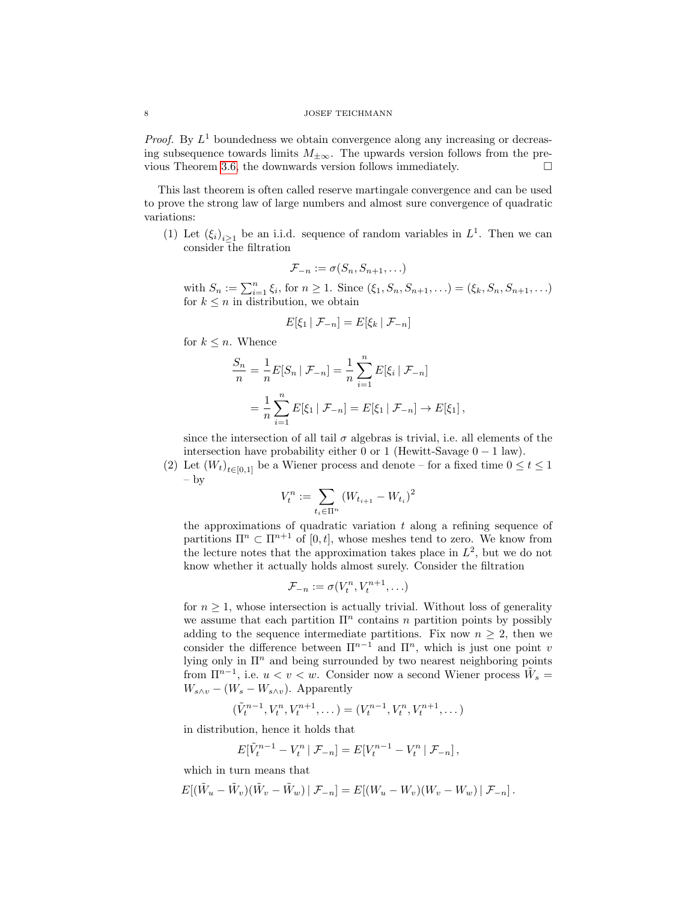*Proof.* By $L^1$ boundedness we obtain convergence along any increasing or decreasing subsequence towards limits $M_{\pm\infty}$. The upwards version follows from the previous Theorem 3.6, the downwards version follows immediately. □

This last theorem is often called reserve martingale convergence and can be used to prove the strong law of large numbers and almost sure convergence of quadratic variations:

1. Let $(\xi_i)_{i\geq 1}$ be an i.i.d. sequence of random variables in $L^1$. Then we can consider the filtration
$$\mathcal{F}_{-n} := \sigma(S_n, S_{n+1}, \dots)$$
with $S_n := \sum_{i=1}^n \xi_i$, for $n \geq 1$. Since $(\xi_1, S_n, S_{n+1}, \dots) = (\xi_k, S_n, S_{n+1}, \dots)$ for $k \leq n$ in distribution, we obtain
$$E[\xi_1 \mid \mathcal{F}_{-n}] = E[\xi_k \mid \mathcal{F}_{-n}]$$
for $k \leq n$. Whence
$$\begin{aligned} \frac{S_n}{n} &= \frac{1}{n} E[S_n \mid \mathcal{F}_{-n}] = \frac{1}{n} \sum_{i=1}^n E[\xi_i \mid \mathcal{F}_{-n}] \\ &= \frac{1}{n} \sum_{i=1}^n E[\xi_1 \mid \mathcal{F}_{-n}] = E[\xi_1 \mid \mathcal{F}_{-n}] \to E[\xi_1]\,, \end{aligned}$$
since the intersection of all tail $\sigma$ algebras is trivial, i.e. all elements of the intersection have probability either 0 or 1 (Hewitt-Savage $0-1$ law).
2. Let $(W_t)_{t\in[0,1]}$ be a Wiener process and denote – for a fixed time $0 \leq t \leq 1$ – by
$$V_t^n := \sum_{t_i \in \Pi^n} (W_{t_{i+1}} - W_{t_i})^2$$
the approximations of quadratic variation $t$ along a refining sequence of partitions $\Pi^n \subset \Pi^{n+1}$ of $[0,t]$, whose meshes tend to zero. We know from the lecture notes that the approximation takes place in $L^2$, but we do not know whether it actually holds almost surely. Consider the filtration
$$\mathcal{F}_{-n} := \sigma(V_t^n, V_t^{n+1}, \dots)$$
for $n \geq 1$, whose intersection is actually trivial. Without loss of generality we assume that each partition $\Pi^n$ contains $n$ partition points by possibly adding to the sequence intermediate partitions. Fix now $n \geq 2$, then we consider the difference between $\Pi^{n-1}$ and $\Pi^n$, which is just one point $v$ lying only in $\Pi^n$ and being surrounded by two nearest neighboring points from $\Pi^{n-1}$, i.e. $u < v < w$. Consider now a second Wiener process $\tilde{W}_s = W_{s\wedge v} - (W_s - W_{s\wedge v})$. Apparently
$$(\tilde{V}_t^{n-1}, V_t^n, V_t^{n+1}, \dots) = (V_t^{n-1}, V_t^n, V_t^{n+1}, \dots)$$
in distribution, hence it holds that
$$E[\tilde{V}_t^{n-1} - V_t^n \mid \mathcal{F}_{-n}] = E[V_t^{n-1} - V_t^n \mid \mathcal{F}_{-n}]\,,$$
which in turn means that
$$E[(\tilde{W}_u - \tilde{W}_v)(\tilde{W}_v - \tilde{W}_w) \mid \mathcal{F}_{-n}] = E[(W_u - W_v)(W_v - W_w) \mid \mathcal{F}_{-n}]\,.$$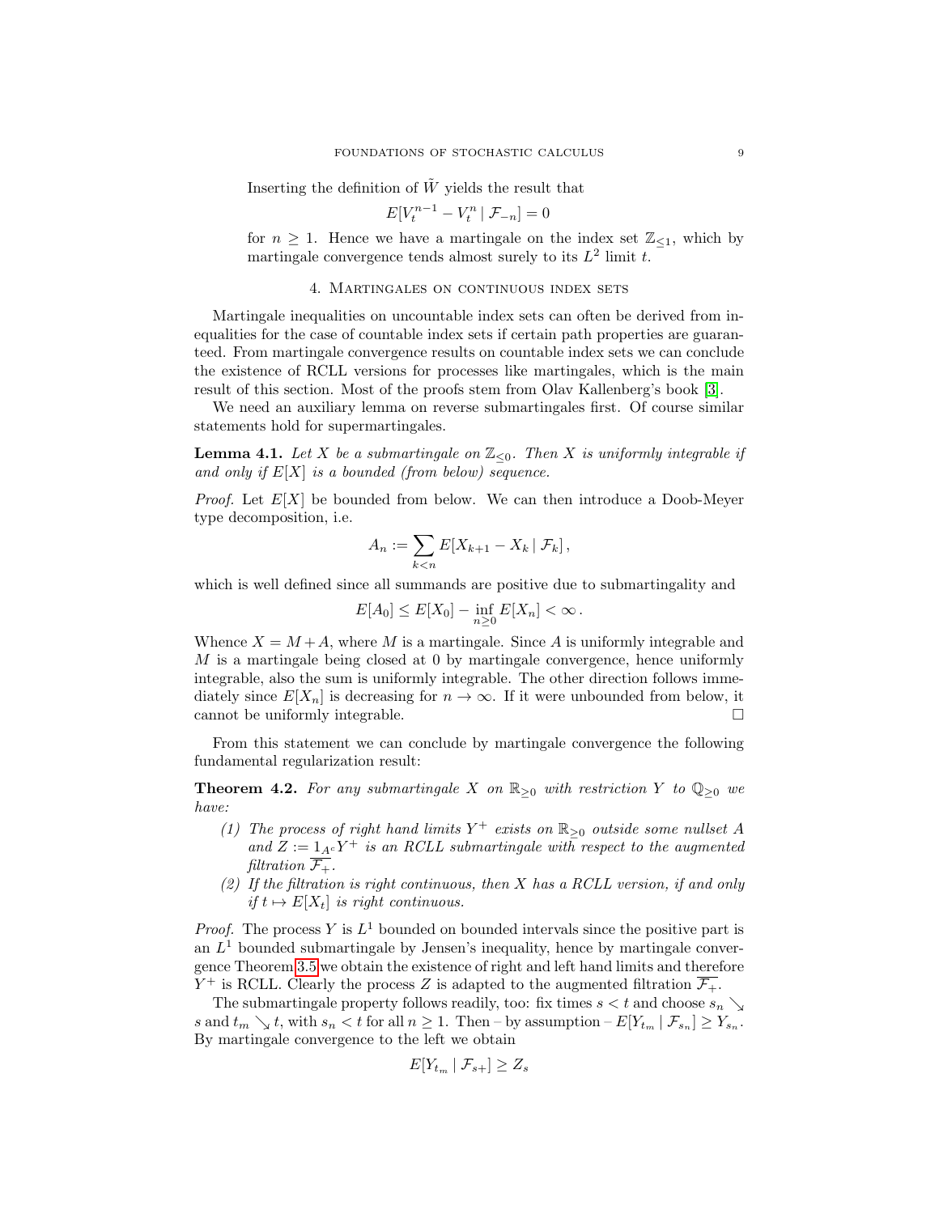Inserting the definition of $\tilde{W}$ yields the result that

$$E[V_t^{n-1} - V_t^n \mid \mathcal{F}_{-n}] = 0$$

for $n \geq 1$. Hence we have a martingale on the index set $\mathbb{Z}_{\leq 1}$, which by martingale convergence tends almost surely to its $L^2$ limit $t$.

## 4. Martingales on continuous index sets

Martingale inequalities on uncountable index sets can often be derived from inequalities for the case of countable index sets if certain path properties are guaranteed. From martingale convergence results on countable index sets we can conclude the existence of RCLL versions for processes like martingales, which is the main result of this section. Most of the proofs stem from Olav Kallenberg's book [3].

We need an auxiliary lemma on reverse submartingales first. Of course similar statements hold for supermartingales.

**Lemma 4.1.** *Let $X$ be a submartingale on $\mathbb{Z}_{\leq 0}$. Then $X$ is uniformly integrable if and only if $E[X]$ is a bounded (from below) sequence.*

*Proof.* Let $E[X]$ be bounded from below. We can then introduce a Doob-Meyer type decomposition, i.e.

$$A_n := \sum_{k<n} E[X_{k+1} - X_k \mid \mathcal{F}_k],$$

which is well defined since all summands are positive due to submartingality and

$$E[A_0] \leq E[X_0] - \inf_{n \geq 0} E[X_n] < \infty .$$

Whence $X = M + A$, where $M$ is a martingale. Since $A$ is uniformly integrable and $M$ is a martingale being closed at 0 by martingale convergence, hence uniformly integrable, also the sum is uniformly integrable. The other direction follows immediately since $E[X_n]$ is decreasing for $n \to \infty$. If it were unbounded from below, it cannot be uniformly integrable. □

From this statement we can conclude by martingale convergence the following fundamental regularization result:

**Theorem 4.2.** *For any submartingale $X$ on $\mathbb{R}_{\geq 0}$ with restriction $Y$ to $\mathbb{Q}_{\geq 0}$ we have:*

1. *The process of right hand limits $Y^+$ exists on $\mathbb{R}_{\geq 0}$ outside some nullset $A$ and $Z := 1_{A^c} Y^+$ is an RCLL submartingale with respect to the augmented filtration $\overline{\mathcal{F}_+}$.*
2. *If the filtration is right continuous, then $X$ has a RCLL version, if and only if $t \mapsto E[X_t]$ is right continuous.*

*Proof.* The process $Y$ is $L^1$ bounded on bounded intervals since the positive part is an $L^1$ bounded submartingale by Jensen's inequality, hence by martingale convergence Theorem 3.5 we obtain the existence of right and left hand limits and therefore $Y^+$ is RCLL. Clearly the process $Z$ is adapted to the augmented filtration $\overline{\mathcal{F}_+}$.

The submartingale property follows readily, too: fix times $s < t$ and choose $s_n \searrow s$ and $t_m \searrow t$, with $s_n < t$ for all $n \geq 1$. Then – by assumption – $E[Y_{t_m} \mid \mathcal{F}_{s_n}] \geq Y_{s_n}$. By martingale convergence to the left we obtain

$$E[Y_{t_m} \mid \mathcal{F}_{s+}] \geq Z_s$$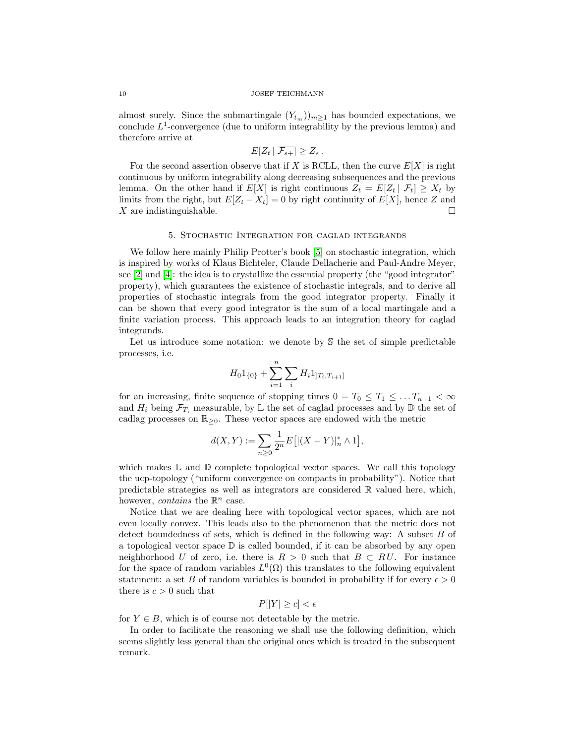almost surely. Since the submartingale $(Y_{t_m}))_{m\geq 1}$ has bounded expectations, we conclude $L^1$-convergence (due to uniform integrability by the previous lemma) and therefore arrive at

$$E[Z_t \mid \overline{\mathcal{F}_{s+}}] \geq Z_s \, .$$

For the second assertion observe that if $X$ is RCLL, then the curve $E[X]$ is right continuous by uniform integrability along decreasing subsequences and the previous lemma. On the other hand if $E[X]$ is right continuous $Z_t = E[Z_t \mid \mathcal{F}_t] \geq X_t$ by limits from the right, but $E[Z_t - X_t] = 0$ by right continuity of $E[X]$, hence $Z$ and $X$ are indistinguishable. □

## 5. Stochastic Integration for caglad integrands

We follow here mainly Philip Protter's book [5] on stochastic integration, which is inspired by works of Klaus Bichteler, Claude Dellacherie and Paul-Andre Meyer, see [2] and [4]: the idea is to crystallize the essential property (the "good integrator" property), which guarantees the existence of stochastic integrals, and to derive all properties of stochastic integrals from the good integrator property. Finally it can be shown that every good integrator is the sum of a local martingale and a finite variation process. This approach leads to an integration theory for caglad integrands.

Let us introduce some notation: we denote by $\mathbb{S}$ the set of simple predictable processes, i.e.

$$H_0 1_{\{0\}} + \sum_{i=1}^{n} \sum_{i} H_i 1_{]T_i, T_{i+1}]}$$

for an increasing, finite sequence of stopping times $0 = T_0 \leq T_1 \leq \ldots T_{n+1} < \infty$ and $H_i$ being $\mathcal{F}_{T_i}$ measurable, by $\mathbb{L}$ the set of caglad processes and by $\mathbb{D}$ the set of cadlag processes on $\mathbb{R}_{\geq 0}$. These vector spaces are endowed with the metric

$$d(X,Y) := \sum_{n\geq 0} \frac{1}{2^n} E\big[|(X-Y)|_n^* \wedge 1\big],$$

which makes $\mathbb{L}$ and $\mathbb{D}$ complete topological vector spaces. We call this topology the ucp-topology ("uniform convergence on compacts in probability"). Notice that predictable strategies as well as integrators are considered $\mathbb{R}$ valued here, which, however, *contains* the $\mathbb{R}^n$ case.

Notice that we are dealing here with topological vector spaces, which are not even locally convex. This leads also to the phenomenon that the metric does not detect boundedness of sets, which is defined in the following way: A subset $B$ of a topological vector space $\mathbb{D}$ is called bounded, if it can be absorbed by any open neighborhood $U$ of zero, i.e. there is $R > 0$ such that $B \subset RU$. For instance for the space of random variables $L^0(\Omega)$ this translates to the following equivalent statement: a set $B$ of random variables is bounded in probability if for every $\epsilon > 0$ there is $c > 0$ such that

$$P[|Y| \geq c] < \epsilon$$

for $Y \in B$, which is of course not detectable by the metric.

In order to facilitate the reasoning we shall use the following definition, which seems slightly less general than the original ones which is treated in the subsequent remark.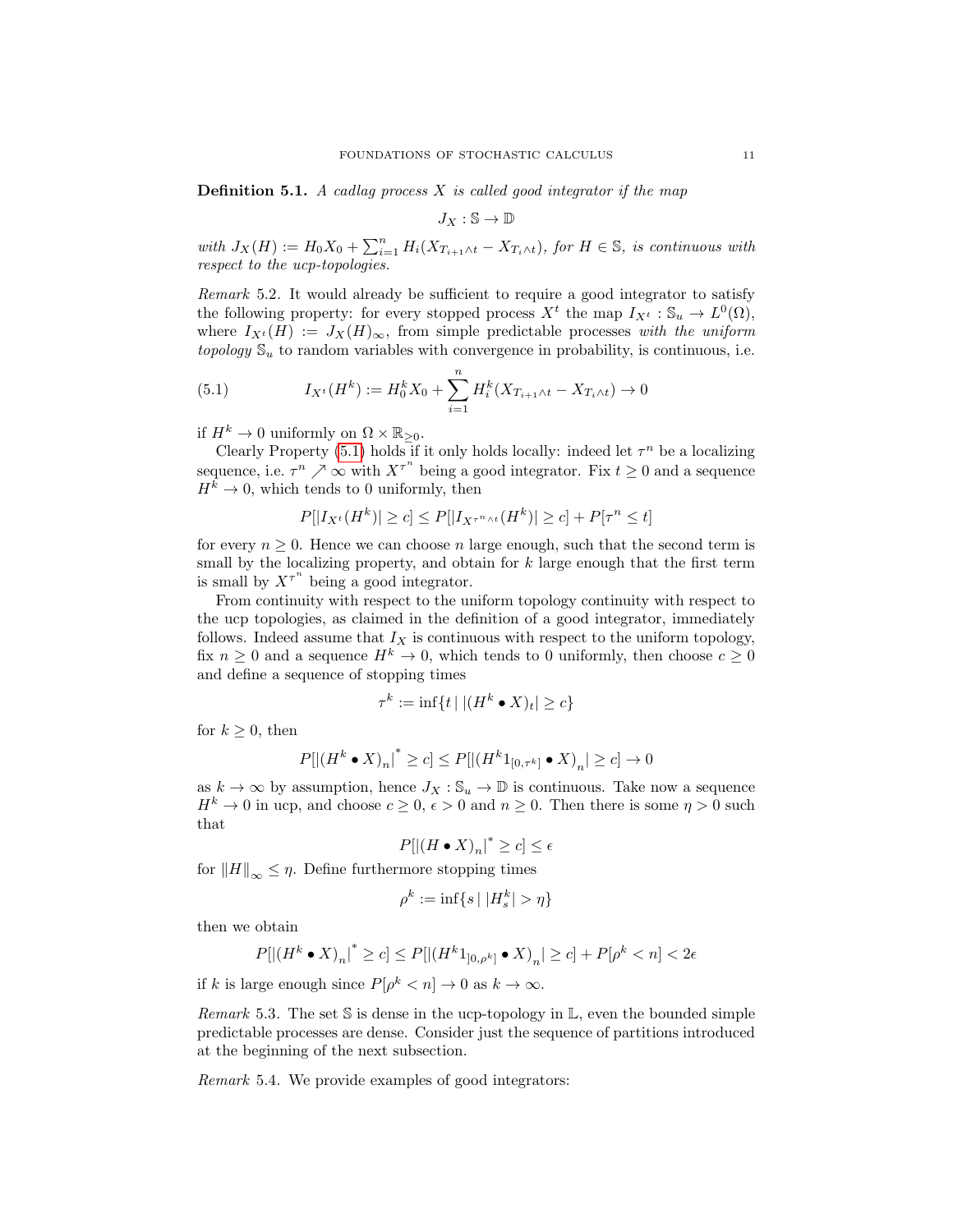**Definition 5.1.** *A cadlag process $X$ is called good integrator if the map*

$$J_X : \mathbb{S} \to \mathbb{D}$$

*with $J_X(H) := H_0 X_0 + \sum_{i=1}^n H_i(X_{T_{i+1}\wedge t} - X_{T_i \wedge t})$, for $H \in \mathbb{S}$, is continuous with respect to the ucp-topologies.*

*Remark* 5.2. It would already be sufficient to require a good integrator to satisfy the following property: for every stopped process $X^t$ the map $I_{X^t} : \mathbb{S}_u \to L^0(\Omega)$, where $I_{X^t}(H) := J_X(H)_\infty$, from simple predictable processes *with the uniform topology* $\mathbb{S}_u$ to random variables with convergence in probability, is continuous, i.e.

$$I_{X^t}(H^k) := H_0^k X_0 + \sum_{i=1}^n H_i^k (X_{T_{i+1}\wedge t} - X_{T_i \wedge t}) \to 0 \tag{5.1}$$

if $H^k \to 0$ uniformly on $\Omega \times \mathbb{R}_{\geq 0}$.

Clearly Property (5.1) holds if it only holds locally: indeed let $\tau^n$ be a localizing sequence, i.e. $\tau^n \nearrow \infty$ with $X^{\tau^n}$ being a good integrator. Fix $t \geq 0$ and a sequence $H^k \to 0$, which tends to 0 uniformly, then

$$P[|I_{X^t}(H^k)| \geq c] \leq P[|I_{X^{\tau^n \wedge t}}(H^k)| \geq c] + P[\tau^n \leq t]$$

for every $n \geq 0$. Hence we can choose $n$ large enough, such that the second term is small by the localizing property, and obtain for $k$ large enough that the first term is small by $X^{\tau^n}$ being a good integrator.

From continuity with respect to the uniform topology continuity with respect to the ucp topologies, as claimed in the definition of a good integrator, immediately follows. Indeed assume that $I_X$ is continuous with respect to the uniform topology, fix $n \geq 0$ and a sequence $H^k \to 0$, which tends to 0 uniformly, then choose $c \geq 0$ and define a sequence of stopping times

$$\tau^k := \inf\{t \,|\, |(H^k \bullet X)_t| \geq c\}$$

for $k \geq 0$, then

$$P[|(H^k \bullet X)_n|^* \geq c] \leq P[|(H^k 1_{[0,\tau^k]} \bullet X)_n| \geq c] \to 0$$

as $k \to \infty$ by assumption, hence $J_X : \mathbb{S}_u \to \mathbb{D}$ is continuous. Take now a sequence $H^k \to 0$ in ucp, and choose $c \geq 0$, $\epsilon > 0$ and $n \geq 0$. Then there is some $\eta > 0$ such that

$$P[|(H \bullet X)_n|^* \geq c] \leq \epsilon$$

for $\|H\|_\infty \leq \eta$. Define furthermore stopping times

$$\rho^k := \inf\{s \,|\, |H_s^k| > \eta\}$$

then we obtain

$$P[|(H^k \bullet X)_n|^* \geq c] \leq P[|(H^k 1_{]0,\rho^k]} \bullet X)_n| \geq c] + P[\rho^k < n] < 2\epsilon$$

if $k$ is large enough since $P[\rho^k < n] \to 0$ as $k \to \infty$.

*Remark* 5.3. The set $\mathbb{S}$ is dense in the ucp-topology in $\mathbb{L}$, even the bounded simple predictable processes are dense. Consider just the sequence of partitions introduced at the beginning of the next subsection.

*Remark* 5.4. We provide examples of good integrators: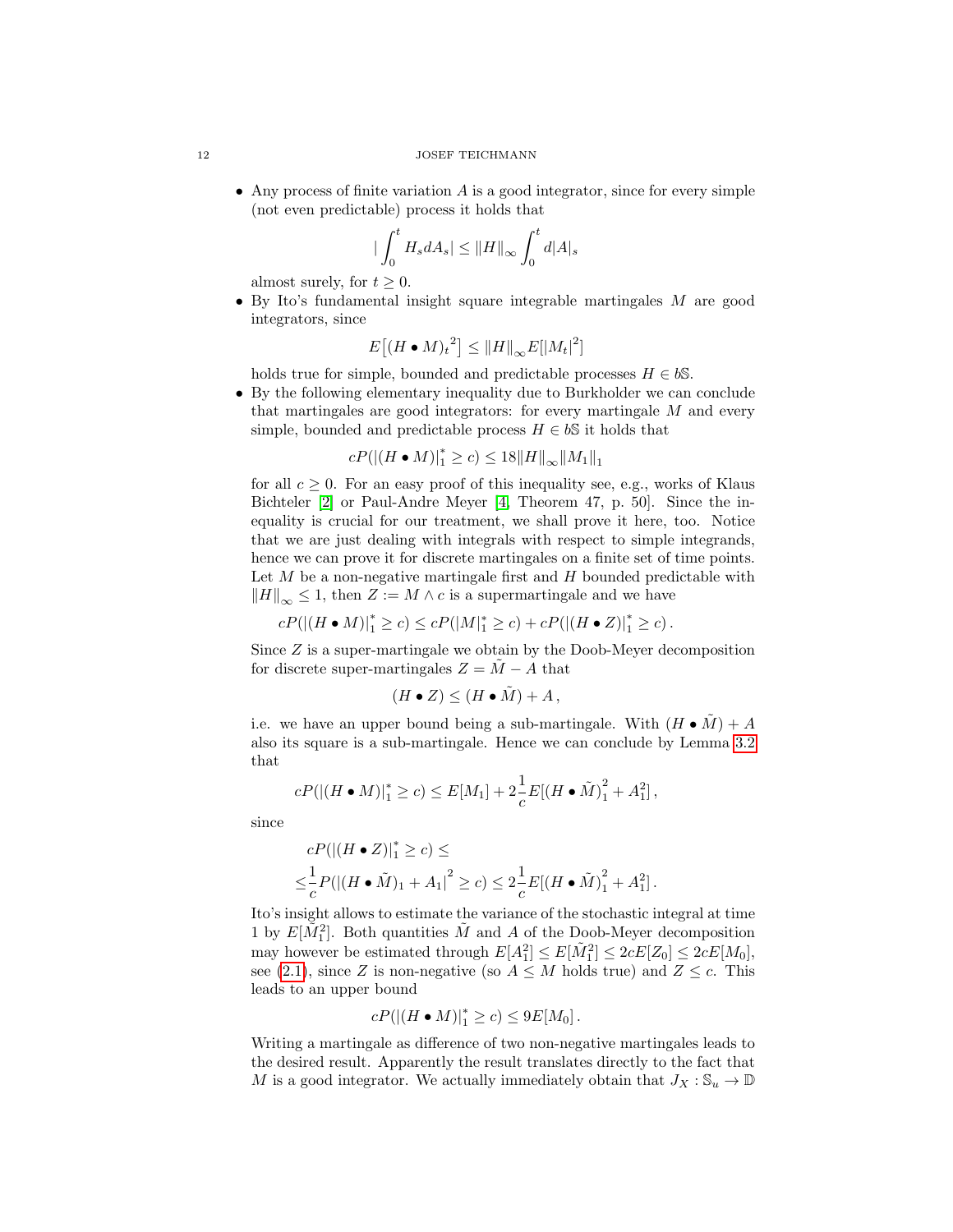- Any process of finite variation $A$ is a good integrator, since for every simple (not even predictable) process it holds that

$$|\int_0^t H_s dA_s| \leq \|H\|_\infty \int_0^t d|A|_s$$

almost surely, for $t \geq 0$.

- By Ito's fundamental insight square integrable martingales $M$ are good integrators, since

$$E\big[{(H \bullet M)_t}^2\big] \leq \|H\|_\infty E[|M_t|^2]$$

holds true for simple, bounded and predictable processes $H \in b\mathbb{S}$.

- By the following elementary inequality due to Burkholder we can conclude that martingales are good integrators: for every martingale $M$ and every simple, bounded and predictable process $H \in b\mathbb{S}$ it holds that

$$cP(|(H \bullet M)|_1^* \geq c) \leq 18 \|H\|_\infty \|M_1\|_1$$

for all $c \geq 0$. For an easy proof of this inequality see, e.g., works of Klaus Bichteler [2] or Paul-Andre Meyer [4, Theorem 47, p. 50]. Since the inequality is crucial for our treatment, we shall prove it here, too. Notice that we are just dealing with integrals with respect to simple integrands, hence we can prove it for discrete martingales on a finite set of time points. Let $M$ be a non-negative martingale first and $H$ bounded predictable with $\|H\|_\infty \leq 1$, then $Z := M \wedge c$ is a supermartingale and we have

$$cP(|(H \bullet M)|_1^* \geq c) \leq cP(|M|_1^* \geq c) + cP(|(H \bullet Z)|_1^* \geq c)\,.$$

Since $Z$ is a super-martingale we obtain by the Doob-Meyer decomposition for discrete super-martingales $Z = \tilde{M} - A$ that

$$(H \bullet Z) \leq (H \bullet \tilde{M}) + A\,,$$

i.e. we have an upper bound being a sub-martingale. With $(H \bullet \tilde{M}) + A$ also its square is a sub-martingale. Hence we can conclude by Lemma 3.2 that

$$cP(|(H \bullet M)|_1^* \geq c) \leq E[M_1] + 2\frac{1}{c} E[{(H \bullet \tilde{M})}_1^2 + A_1^2]\,,$$

since

$$\begin{aligned} &cP(|(H \bullet Z)|_1^* \geq c) \leq \\ \leq &\frac{1}{c} P(|(H \bullet \tilde{M})_1 + A_1|^2 \geq c) \leq 2\frac{1}{c} E[{(H \bullet \tilde{M})}_1^2 + A_1^2]\,. \end{aligned}$$

Ito's insight allows to estimate the variance of the stochastic integral at time 1 by $E[\tilde{M}_1^2]$. Both quantities $\tilde{M}$ and $A$ of the Doob-Meyer decomposition may however be estimated through $E[A_1^2] \leq E[\tilde{M}_1^2] \leq 2cE[Z_0] \leq 2cE[M_0]$, see (2.1), since $Z$ is non-negative (so $A \leq M$ holds true) and $Z \leq c$. This leads to an upper bound

$$cP(|(H \bullet M)|_1^* \geq c) \leq 9E[M_0]\,.$$

Writing a martingale as difference of two non-negative martingales leads to the desired result. Apparently the result translates directly to the fact that $M$ is a good integrator. We actually immediately obtain that $J_X : \mathbb{S}_u \to \mathbb{D}$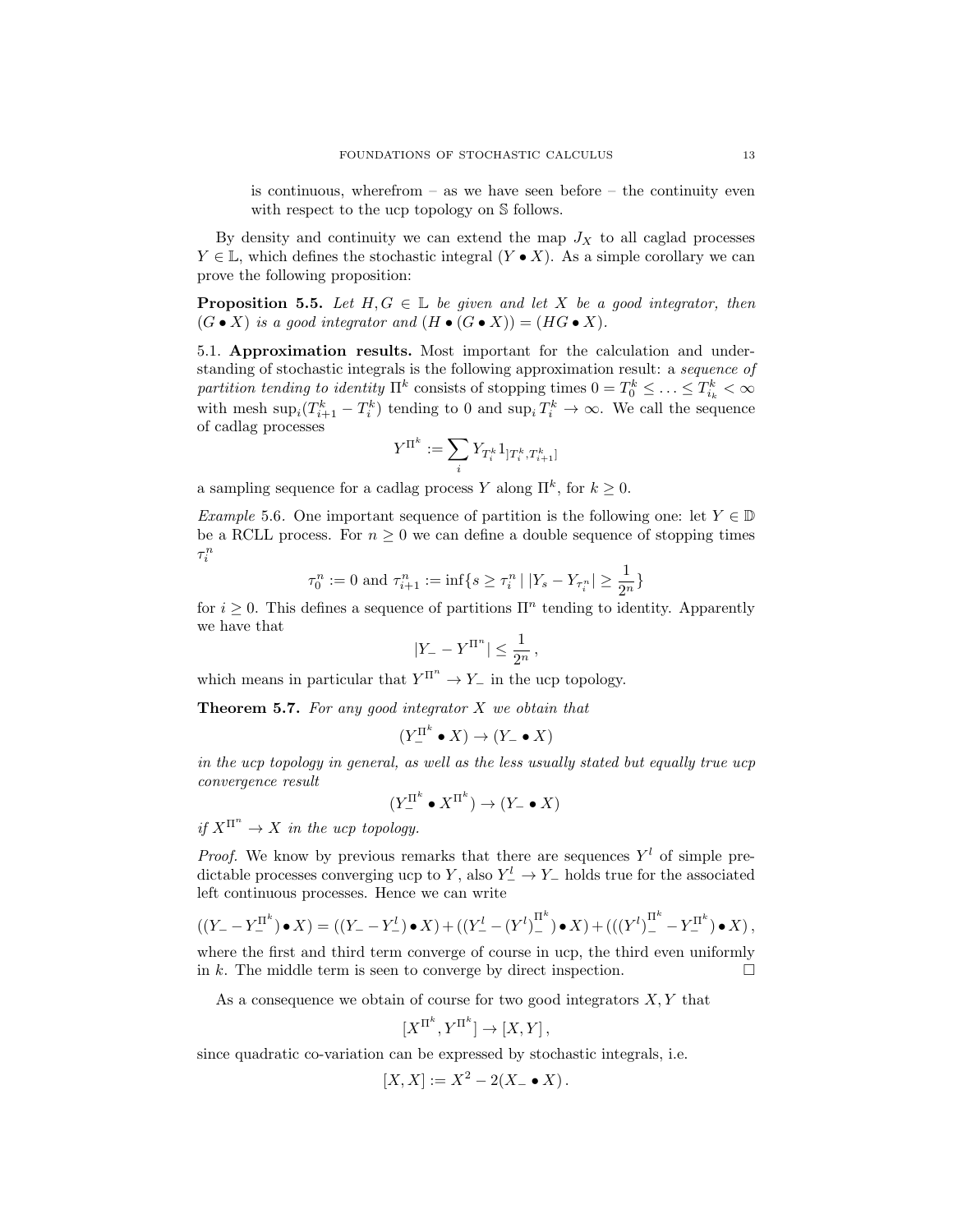is continuous, wherefrom – as we have seen before – the continuity even with respect to the ucp topology on $\mathbb{S}$ follows.

By density and continuity we can extend the map $J_X$ to all caglad processes $Y \in \mathbb{L}$, which defines the stochastic integral $(Y \bullet X)$. As a simple corollary we can prove the following proposition:

**Proposition 5.5.** *Let $H, G \in \mathbb{L}$ be given and let $X$ be a good integrator, then $(G \bullet X)$ is a good integrator and $(H \bullet (G \bullet X)) = (HG \bullet X)$.*

### 5.1. Approximation results.

Most important for the calculation and understanding of stochastic integrals is the following approximation result: a *sequence of partition tending to identity* $\Pi^k$ consists of stopping times $0 = T_0^k \leq \ldots \leq T_{i_k}^k < \infty$ with mesh $\sup_i (T_{i+1}^k - T_i^k)$ tending to 0 and $\sup_i T_i^k \to \infty$. We call the sequence of cadlag processes

$$Y^{\Pi^k} := \sum_i Y_{T_i^k} 1_{]T_i^k, T_{i+1}^k]}$$

a sampling sequence for a cadlag process $Y$ along $\Pi^k$, for $k \geq 0$.

*Example* 5.6. One important sequence of partition is the following one: let $Y \in \mathbb{D}$ be a RCLL process. For $n \geq 0$ we can define a double sequence of stopping times $\tau_i^n$

$$\tau_0^n := 0 \text{ and } \tau_{i+1}^n := \inf\{s \geq \tau_i^n \mid |Y_s - Y_{\tau_i^n}| \geq \frac{1}{2^n}\}$$

for $i \geq 0$. This defines a sequence of partitions $\Pi^n$ tending to identity. Apparently we have that

$$|Y_- - Y^{\Pi^n}| \leq \frac{1}{2^n} ,$$

which means in particular that $Y^{\Pi^n} \to Y_-$ in the ucp topology.

**Theorem 5.7.** *For any good integrator $X$ we obtain that*

$$(Y_-^{\Pi^k} \bullet X) \to (Y_- \bullet X)$$

*in the ucp topology in general, as well as the less usually stated but equally true ucp convergence result*

$$(Y_-^{\Pi^k} \bullet X^{\Pi^k}) \to (Y_- \bullet X)$$

*if $X^{\Pi^n} \to X$ in the ucp topology.*

*Proof.* We know by previous remarks that there are sequences $Y^l$ of simple predictable processes converging ucp to $Y$, also $Y_-^l \to Y_-$ holds true for the associated left continuous processes. Hence we can write

$$((Y_- - Y_-^{\Pi^k}) \bullet X) = ((Y_- - Y_-^l) \bullet X) + ((Y_-^l - (Y^l)_-^{\Pi^k}) \bullet X) + (((Y^l)_-^{\Pi^k} - Y_-^{\Pi^k}) \bullet X) ,$$

where the first and third term converge of course in ucp, the third even uniformly in $k$. The middle term is seen to converge by direct inspection. $\square$

As a consequence we obtain of course for two good integrators $X, Y$ that

$$[X^{\Pi^k}, Y^{\Pi^k}] \to [X, Y] ,$$

since quadratic co-variation can be expressed by stochastic integrals, i.e.

$$[X, X] := X^2 - 2(X_- \bullet X) .$$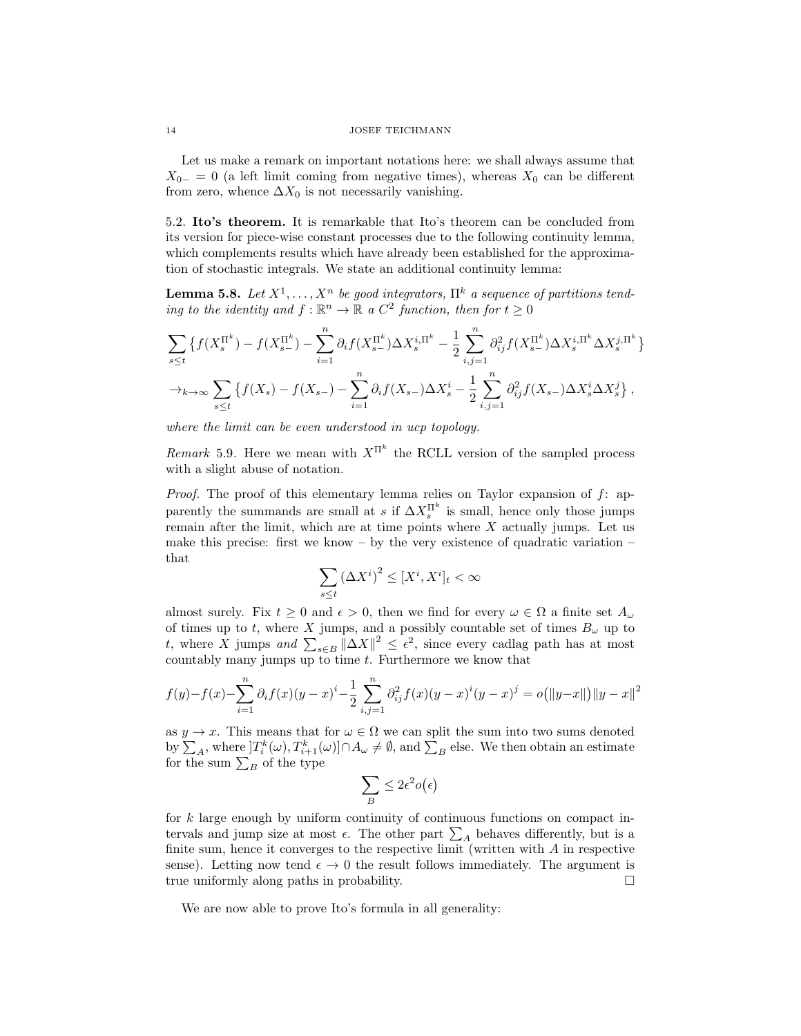Let us make a remark on important notations here: we shall always assume that $X_{0-} = 0$ (a left limit coming from negative times), whereas $X_0$ can be different from zero, whence $\Delta X_0$ is not necessarily vanishing.

### 5.2. Ito's theorem.

It is remarkable that Ito's theorem can be concluded from its version for piece-wise constant processes due to the following continuity lemma, which complements results which have already been established for the approximation of stochastic integrals. We state an additional continuity lemma:

**Lemma 5.8.** *Let $X^1, \ldots, X^n$ be good integrators, $\Pi^k$ a sequence of partitions tending to the identity and $f : \mathbb{R}^n \to \mathbb{R}$ a $C^2$ function, then for $t \geq 0$*

$$\sum_{s \leq t} \big\{ f(X_s^{\Pi^k}) - f(X_{s-}^{\Pi^k}) - \sum_{i=1}^n \partial_i f(X_{s-}^{\Pi^k}) \Delta X_s^{i,\Pi^k} - \frac{1}{2} \sum_{i,j=1}^n \partial_{ij}^2 f(X_{s-}^{\Pi^k}) \Delta X_s^{i,\Pi^k} \Delta X_s^{j,\Pi^k} \big\}$$

$$\to_{k \to \infty} \sum_{s \leq t} \big\{ f(X_s) - f(X_{s-}) - \sum_{i=1}^n \partial_i f(X_{s-}) \Delta X_s^i - \frac{1}{2} \sum_{i,j=1}^n \partial_{ij}^2 f(X_{s-}) \Delta X_s^i \Delta X_s^j \big\},$$

*where the limit can be even understood in ucp topology.*

*Remark* 5.9. Here we mean with $X^{\Pi^k}$ the RCLL version of the sampled process with a slight abuse of notation.

*Proof.* The proof of this elementary lemma relies on Taylor expansion of $f$: apparently the summands are small at $s$ if $\Delta X_s^{\Pi^k}$ is small, hence only those jumps remain after the limit, which are at time points where $X$ actually jumps. Let us make this precise: first we know – by the very existence of quadratic variation – that

$$\sum_{s \leq t} \left(\Delta X^i\right)^2 \leq [X^i, X^i]_t < \infty$$

almost surely. Fix $t \geq 0$ and $\epsilon > 0$, then we find for every $\omega \in \Omega$ a finite set $A_\omega$ of times up to $t$, where $X$ jumps, and a possibly countable set of times $B_\omega$ up to $t$, where $X$ jumps *and* $\sum_{s \in B} \|\Delta X\|^2 \leq \epsilon^2$, since every cadlag path has at most countably many jumps up to time $t$. Furthermore we know that

$$f(y) - f(x) - \sum_{i=1}^n \partial_i f(x)(y-x)^i - \frac{1}{2} \sum_{i,j=1}^n \partial_{ij}^2 f(x)(y-x)^i (y-x)^j = o\big(\|y-x\|\big) \|y-x\|^2$$

as $y \to x$. This means that for $\omega \in \Omega$ we can split the sum into two sums denoted by $\sum_A$, where $]T_i^k(\omega), T_{i+1}^k(\omega)] \cap A_\omega \neq \emptyset$, and $\sum_B$ else. We then obtain an estimate for the sum $\sum_B$ of the type

$$\sum_B \leq 2\epsilon^2 o\big(\epsilon\big)$$

for $k$ large enough by uniform continuity of continuous functions on compact intervals and jump size at most $\epsilon$. The other part $\sum_A$ behaves differently, but is a finite sum, hence it converges to the respective limit (written with $A$ in respective sense). Letting now tend $\epsilon \to 0$ the result follows immediately. The argument is true uniformly along paths in probability. $\square$

We are now able to prove Ito's formula in all generality: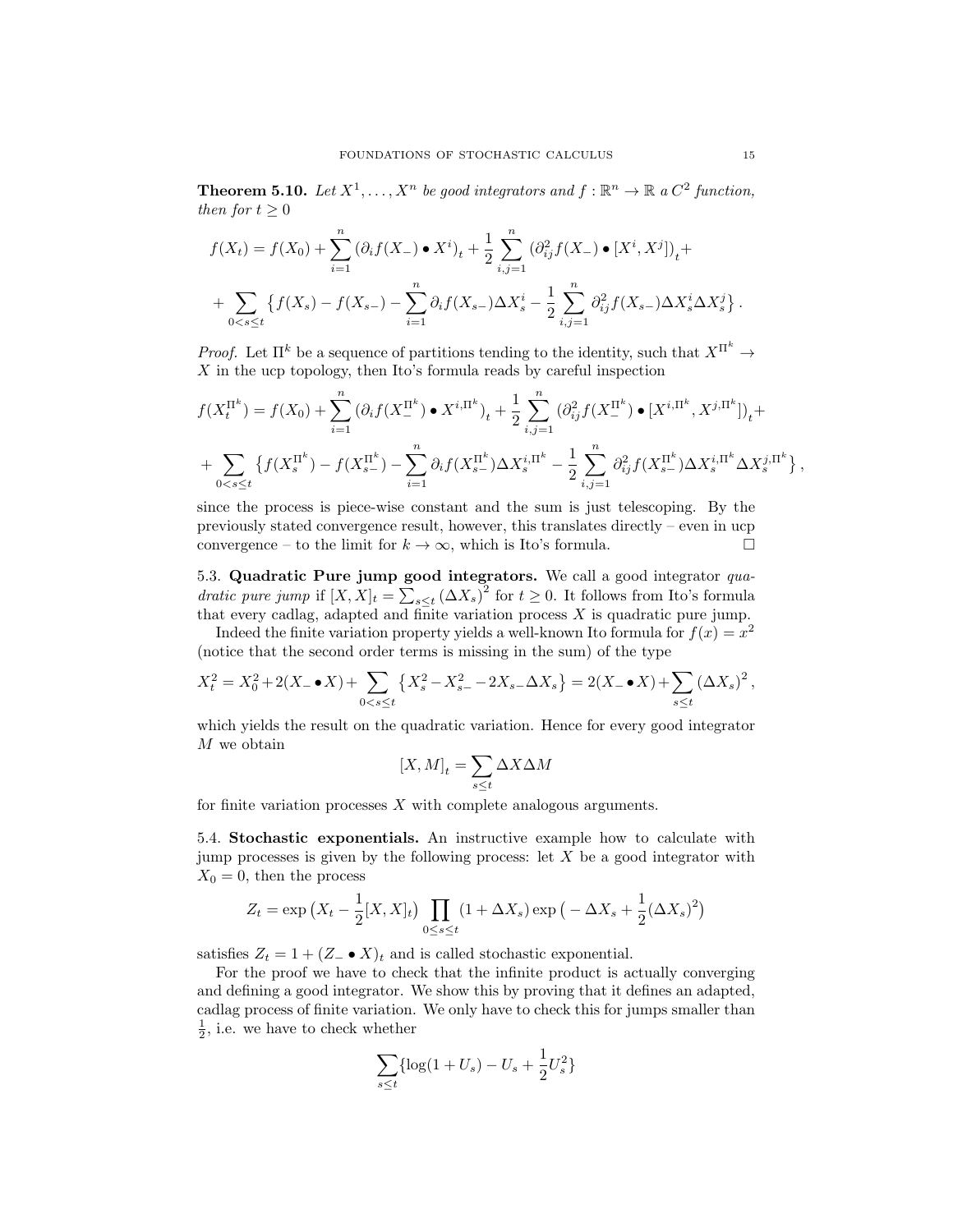**Theorem 5.10.** *Let $X^1, \ldots, X^n$ be good integrators and $f : \mathbb{R}^n \to \mathbb{R}$ a $C^2$ function, then for $t \geq 0$*

$$
\begin{aligned}
f(X_t) &= f(X_0) + \sum_{i=1}^n \left(\partial_i f(X_-) \bullet X^i\right)_t + \frac{1}{2}\sum_{i,j=1}^n \left(\partial^2_{ij} f(X_-) \bullet [X^i, X^j]\right)_t + \\
&+ \sum_{0<s\leq t} \left\{ f(X_s) - f(X_{s-}) - \sum_{i=1}^n \partial_i f(X_{s-})\Delta X^i_s - \frac{1}{2}\sum_{i,j=1}^n \partial^2_{ij} f(X_{s-})\Delta X^i_s \Delta X^j_s \right\}.
\end{aligned}
$$

*Proof.* Let $\Pi^k$ be a sequence of partitions tending to the identity, such that $X^{\Pi^k} \to X$ in the ucp topology, then Ito's formula reads by careful inspection

$$
\begin{aligned}
f(X^{\Pi^k}_t) &= f(X_0) + \sum_{i=1}^n \left(\partial_i f(X^{\Pi^k}_-) \bullet X^{i,\Pi^k}\right)_t + \frac{1}{2}\sum_{i,j=1}^n \left(\partial^2_{ij} f(X^{\Pi^k}_-) \bullet [X^{i,\Pi^k}, X^{j,\Pi^k}]\right)_t + \\
&+ \sum_{0<s\leq t} \left\{ f(X^{\Pi^k}_s) - f(X^{\Pi^k}_{s-}) - \sum_{i=1}^n \partial_i f(X^{\Pi^k}_{s-})\Delta X^{i,\Pi^k}_s - \frac{1}{2}\sum_{i,j=1}^n \partial^2_{ij} f(X^{\Pi^k}_{s-})\Delta X^{i,\Pi^k}_s \Delta X^{j,\Pi^k}_s \right\},
\end{aligned}
$$

since the process is piece-wise constant and the sum is just telescoping. By the previously stated convergence result, however, this translates directly – even in ucp convergence – to the limit for $k \to \infty$, which is Ito's formula. $\square$

5.3. **Quadratic Pure jump good integrators.** We call a good integrator *quadratic pure jump* if $[X, X]_t = \sum_{s\leq t} (\Delta X_s)^2$ for $t \geq 0$. It follows from Ito's formula that every cadlag, adapted and finite variation process $X$ is quadratic pure jump.

Indeed the finite variation property yields a well-known Ito formula for $f(x) = x^2$ (notice that the second order terms is missing in the sum) of the type

$$
X_t^2 = X_0^2 + 2(X_- \bullet X) + \sum_{0<s\leq t} \left\{ X_s^2 - X_{s-}^2 - 2X_{s-}\Delta X_s \right\} = 2(X_- \bullet X) + \sum_{s\leq t} (\Delta X_s)^2,
$$

which yields the result on the quadratic variation. Hence for every good integrator $M$ we obtain

$$
[X, M]_t = \sum_{s\leq t} \Delta X \Delta M
$$

for finite variation processes $X$ with complete analogous arguments.

5.4. **Stochastic exponentials.** An instructive example how to calculate with jump processes is given by the following process: let $X$ be a good integrator with $X_0 = 0$, then the process

$$
Z_t = \exp\left(X_t - \frac{1}{2}[X, X]_t\right) \prod_{0\leq s\leq t} (1 + \Delta X_s) \exp\left(-\Delta X_s + \frac{1}{2}(\Delta X_s)^2\right)
$$

satisfies $Z_t = 1 + (Z_- \bullet X)_t$ and is called stochastic exponential.

For the proof we have to check that the infinite product is actually converging and defining a good integrator. We show this by proving that it defines an adapted, cadlag process of finite variation. We only have to check this for jumps smaller than $\frac{1}{2}$, i.e. we have to check whether

$$
\sum_{s\leq t} \{\log(1 + U_s) - U_s + \frac{1}{2}U_s^2\}
$$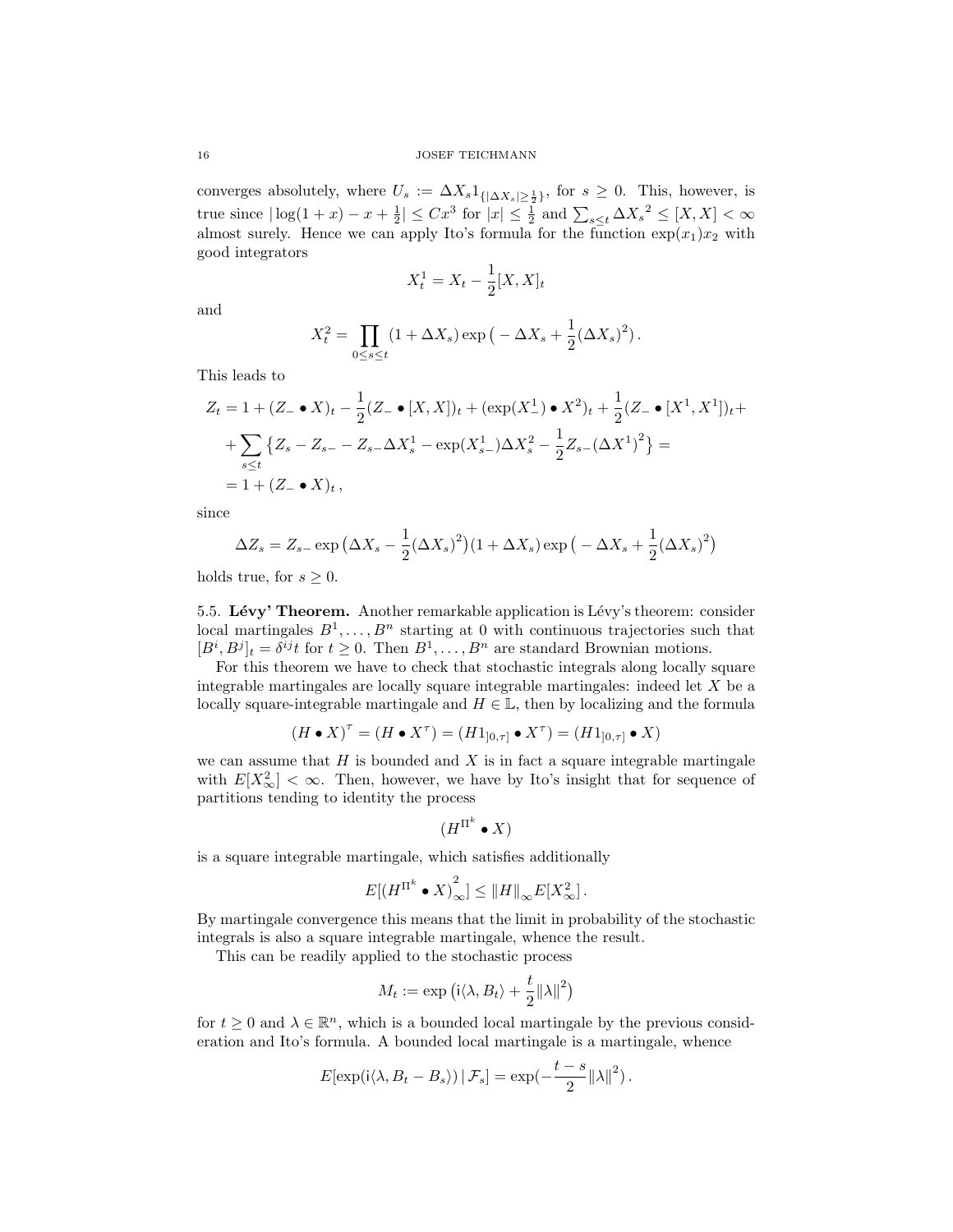converges absolutely, where $U_s := \Delta X_s 1_{\{|\Delta X_s| \geq \frac{1}{2}\}}$, for $s \geq 0$. This, however, is true since $|\log(1+x) - x + \frac{1}{2}| \leq Cx^3$ for $|x| \leq \frac{1}{2}$ and $\sum_{s \leq t} \Delta X_s{}^2 \leq [X,X] < \infty$ almost surely. Hence we can apply Ito's formula for the function $\exp(x_1)x_2$ with good integrators

$$X_t^1 = X_t - \frac{1}{2}[X,X]_t$$

and

$$X_t^2 = \prod_{0 \leq s \leq t} (1 + \Delta X_s) \exp\big( - \Delta X_s + \frac{1}{2}(\Delta X_s)^2\big).$$

This leads to

$$\begin{aligned}
Z_t &= 1 + (Z_- \bullet X)_t - \frac{1}{2}(Z_- \bullet [X,X])_t + (\exp(X_-^1) \bullet X^2)_t + \frac{1}{2}(Z_- \bullet [X^1, X^1])_t + \\
&+ \sum_{s \leq t} \big\{ Z_s - Z_{s-} - Z_{s-}\Delta X_s^1 - \exp(X_{s-}^1)\Delta X_s^2 - \frac{1}{2} Z_{s-} (\Delta X^1)^2 \big\} = \\
&= 1 + (Z_- \bullet X)_t,
\end{aligned}$$

since

$$\Delta Z_s = Z_{s-} \exp\big(\Delta X_s - \frac{1}{2}(\Delta X_s)^2\big)(1 + \Delta X_s) \exp\big( - \Delta X_s + \frac{1}{2}(\Delta X_s)^2\big)$$

holds true, for $s \geq 0$.

5.5. **Lévy' Theorem.** Another remarkable application is Lévy's theorem: consider local martingales $B^1, \ldots, B^n$ starting at 0 with continuous trajectories such that $[B^i, B^j]_t = \delta^{ij} t$ for $t \geq 0$. Then $B^1, \ldots, B^n$ are standard Brownian motions.

For this theorem we have to check that stochastic integrals along locally square integrable martingales are locally square integrable martingales: indeed let $X$ be a locally square-integrable martingale and $H \in \mathbb{L}$, then by localizing and the formula

$$(H \bullet X)^\tau = (H \bullet X^\tau) = (H 1_{]0,\tau]} \bullet X^\tau) = (H 1_{]0,\tau]} \bullet X)$$

we can assume that $H$ is bounded and $X$ is in fact a square integrable martingale with $E[X_\infty^2] < \infty$. Then, however, we have by Ito's insight that for sequence of partitions tending to identity the process

$$(H^{\Pi^k} \bullet X)$$

is a square integrable martingale, which satisfies additionally

$$E[(H^{\Pi^k} \bullet X)_\infty^2] \leq \|H\|_\infty E[X_\infty^2].$$

By martingale convergence this means that the limit in probability of the stochastic integrals is also a square integrable martingale, whence the result.

This can be readily applied to the stochastic process

$$M_t := \exp\big(\mathrm{i}\langle \lambda, B_t \rangle + \frac{t}{2}\|\lambda\|^2\big)$$

for $t \geq 0$ and $\lambda \in \mathbb{R}^n$, which is a bounded local martingale by the previous consideration and Ito's formula. A bounded local martingale is a martingale, whence

$$E[\exp(\mathrm{i}\langle \lambda, B_t - B_s \rangle) \,|\, \mathcal{F}_s] = \exp(-\frac{t-s}{2}\|\lambda\|^2).$$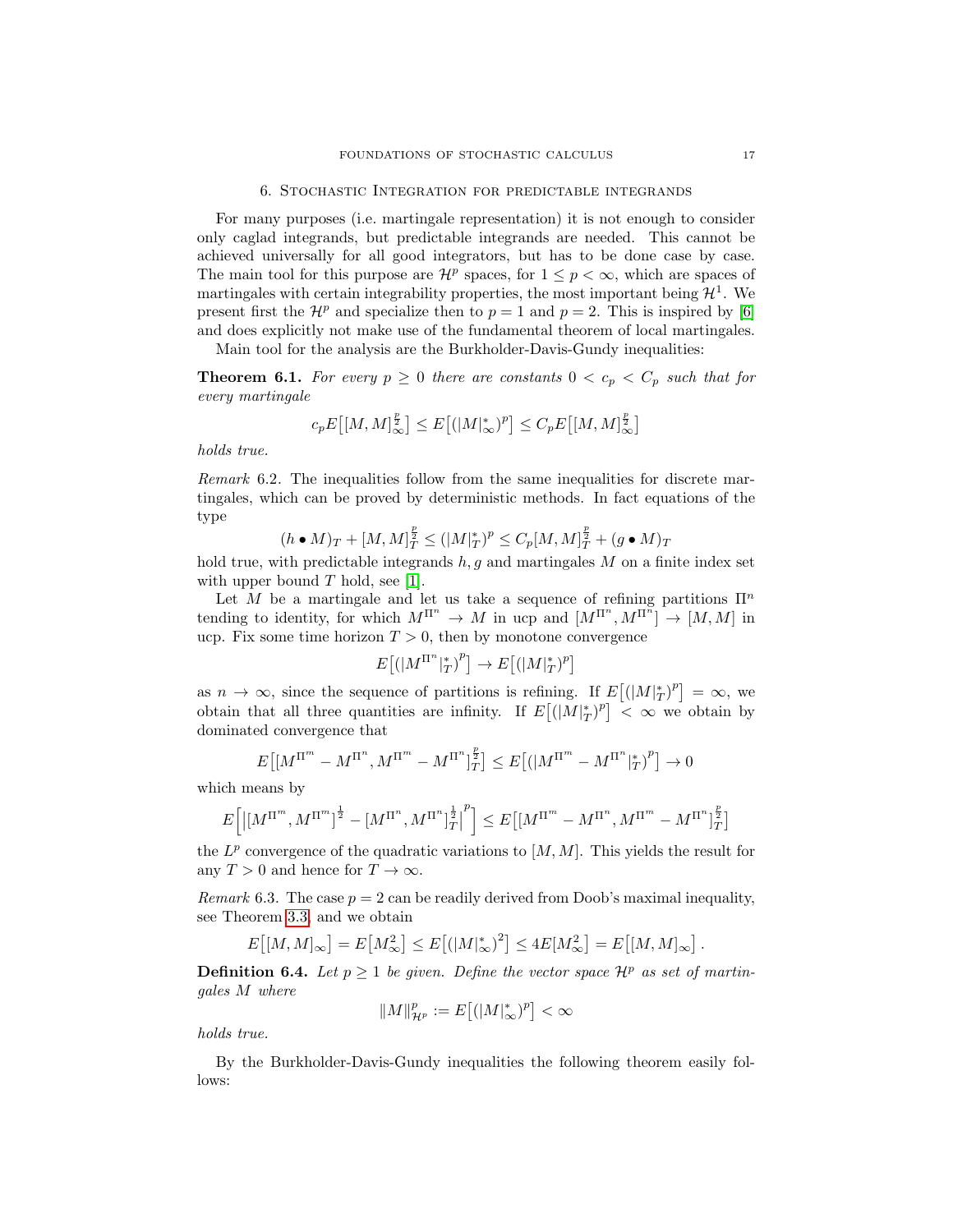## 6. Stochastic Integration for predictable integrands

For many purposes (i.e. martingale representation) it is not enough to consider only caglad integrands, but predictable integrands are needed. This cannot be achieved universally for all good integrators, but has to be done case by case. The main tool for this purpose are $\mathcal{H}^p$ spaces, for $1 \leq p < \infty$, which are spaces of martingales with certain integrability properties, the most important being $\mathcal{H}^1$. We present first the $\mathcal{H}^p$ and specialize then to $p = 1$ and $p = 2$. This is inspired by [6] and does explicitly not make use of the fundamental theorem of local martingales.

Main tool for the analysis are the Burkholder-Davis-Gundy inequalities:

**Theorem 6.1.** *For every $p \geq 0$ there are constants $0 < c_p < C_p$ such that for every martingale*

$$c_p E\big[[M,M]_\infty^{\frac{p}{2}}\big] \leq E\big[(|M|_\infty^*)^p\big] \leq C_p E\big[[M,M]_\infty^{\frac{p}{2}}\big]$$

*holds true.*

*Remark* 6.2. The inequalities follow from the same inequalities for discrete martingales, which can be proved by deterministic methods. In fact equations of the type

$$(h \bullet M)_T + [M,M]_T^{\frac{p}{2}} \leq (|M|_T^*)^p \leq C_p [M,M]_T^{\frac{p}{2}} + (g \bullet M)_T$$

hold true, with predictable integrands $h, g$ and martingales $M$ on a finite index set with upper bound $T$ hold, see [1].

Let $M$ be a martingale and let us take a sequence of refining partitions $\Pi^n$ tending to identity, for which $M^{\Pi^n} \to M$ in ucp and $[M^{\Pi^n}, M^{\Pi^n}] \to [M,M]$ in ucp. Fix some time horizon $T > 0$, then by monotone convergence

$$E\big[(|M^{\Pi^n}|_T^*)^p\big] \to E\big[(|M|_T^*)^p\big]$$

as $n \to \infty$, since the sequence of partitions is refining. If $E\big[(|M|_T^*)^p\big] = \infty$, we obtain that all three quantities are infinity. If $E\big[(|M|_T^*)^p\big] < \infty$ we obtain by dominated convergence that

$$E\big[[M^{\Pi^m} - M^{\Pi^n}, M^{\Pi^m} - M^{\Pi^n}]_T^{\frac{p}{2}}\big] \leq E\big[(|M^{\Pi^m} - M^{\Pi^n}|_T^*)^p\big] \to 0$$

which means by

$$E\Big[\big|[M^{\Pi^m}, M^{\Pi^m}]^{\frac{1}{2}} - [M^{\Pi^n}, M^{\Pi^n}]_T^{\frac{1}{2}}\big|^p\Big] \leq E\big[[M^{\Pi^m} - M^{\Pi^n}, M^{\Pi^m} - M^{\Pi^n}]_T^{\frac{p}{2}}\big]$$

the $L^p$ convergence of the quadratic variations to $[M,M]$. This yields the result for any $T > 0$ and hence for $T \to \infty$.

*Remark* 6.3. The case $p = 2$ can be readily derived from Doob's maximal inequality, see Theorem 3.3, and we obtain

$$E\big[[M,M]_\infty\big] = E\big[M_\infty^2\big] \leq E\big[(|M|_\infty^*)^2\big] \leq 4E[M_\infty^2] = E\big[[M,M]_\infty\big].$$

**Definition 6.4.** *Let $p \geq 1$ be given. Define the vector space $\mathcal{H}^p$ as set of martingales $M$ where*

$$\|M\|_{\mathcal{H}^p}^p := E\big[(|M|_\infty^*)^p\big] < \infty$$

*holds true.*

By the Burkholder-Davis-Gundy inequalities the following theorem easily follows: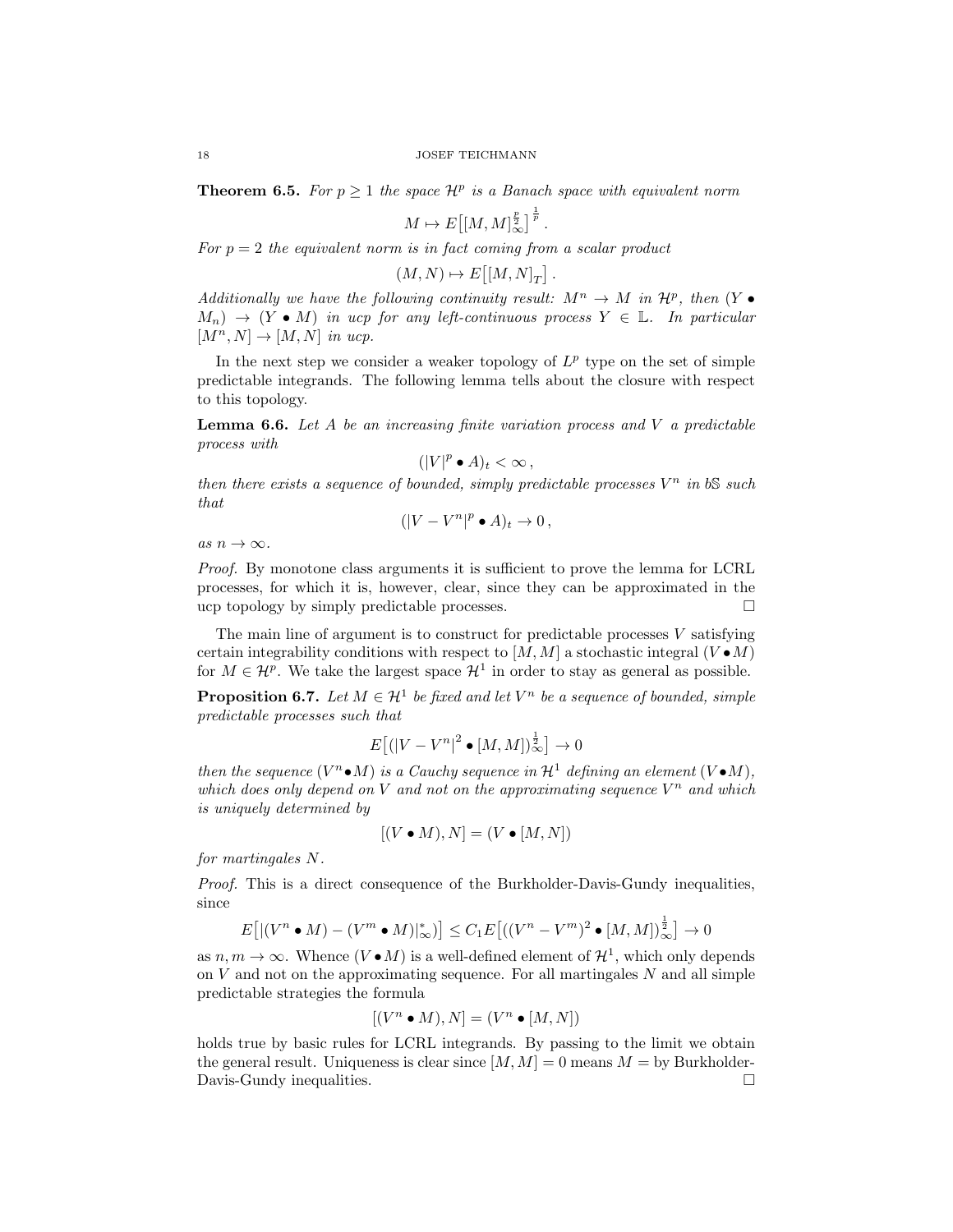**Theorem 6.5.** *For $p \geq 1$ the space $\mathcal{H}^p$ is a Banach space with equivalent norm*

$$M \mapsto E\big[[M,M]_\infty^{\frac{p}{2}}\big]^{\frac{1}{p}}.$$

*For $p = 2$ the equivalent norm is in fact coming from a scalar product*

$$(M,N) \mapsto E\big[[M,N]_T\big].$$

*Additionally we have the following continuity result: $M^n \to M$ in $\mathcal{H}^p$, then $(Y \bullet M_n) \to (Y \bullet M)$ in ucp for any left-continuous process $Y \in \mathbb{L}$. In particular $[M^n, N] \to [M,N]$ in ucp.*

In the next step we consider a weaker topology of $L^p$ type on the set of simple predictable integrands. The following lemma tells about the closure with respect to this topology.

**Lemma 6.6.** *Let $A$ be an increasing finite variation process and $V$ a predictable process with*

$$(|V|^p \bullet A)_t < \infty\,,$$

*then there exists a sequence of bounded, simply predictable processes $V^n$ in $b\mathbb{S}$ such that*

$$(|V - V^n|^p \bullet A)_t \to 0\,,$$

*as $n \to \infty$.*

*Proof.* By monotone class arguments it is sufficient to prove the lemma for LCRL processes, for which it is, however, clear, since they can be approximated in the ucp topology by simply predictable processes. $\square$

The main line of argument is to construct for predictable processes $V$ satisfying certain integrability conditions with respect to $[M,M]$ a stochastic integral $(V \bullet M)$ for $M \in \mathcal{H}^p$. We take the largest space $\mathcal{H}^1$ in order to stay as general as possible.

**Proposition 6.7.** *Let $M \in \mathcal{H}^1$ be fixed and let $V^n$ be a sequence of bounded, simple predictable processes such that*

$$E\big[(|V - V^n|^2 \bullet [M,M])_\infty^{\frac{1}{2}}\big] \to 0$$

*then the sequence $(V^n \bullet M)$ is a Cauchy sequence in $\mathcal{H}^1$ defining an element $(V \bullet M)$, which does only depend on $V$ and not on the approximating sequence $V^n$ and which is uniquely determined by*

$$[(V \bullet M), N] = (V \bullet [M,N])$$

*for martingales $N$.*

*Proof.* This is a direct consequence of the Burkholder-Davis-Gundy inequalities, since

$$E\big[|(V^n \bullet M) - (V^m \bullet M)|_\infty^*)\big] \leq C_1 E\big[((V^n - V^m)^2 \bullet [M,M])_\infty^{\frac{1}{2}}\big] \to 0$$

as $n, m \to \infty$. Whence $(V \bullet M)$ is a well-defined element of $\mathcal{H}^1$, which only depends on $V$ and not on the approximating sequence. For all martingales $N$ and all simple predictable strategies the formula

$$[(V^n \bullet M), N] = (V^n \bullet [M,N])$$

holds true by basic rules for LCRL integrands. By passing to the limit we obtain the general result. Uniqueness is clear since $[M,M] = 0$ means $M =$ by Burkholder-Davis-Gundy inequalities. $\square$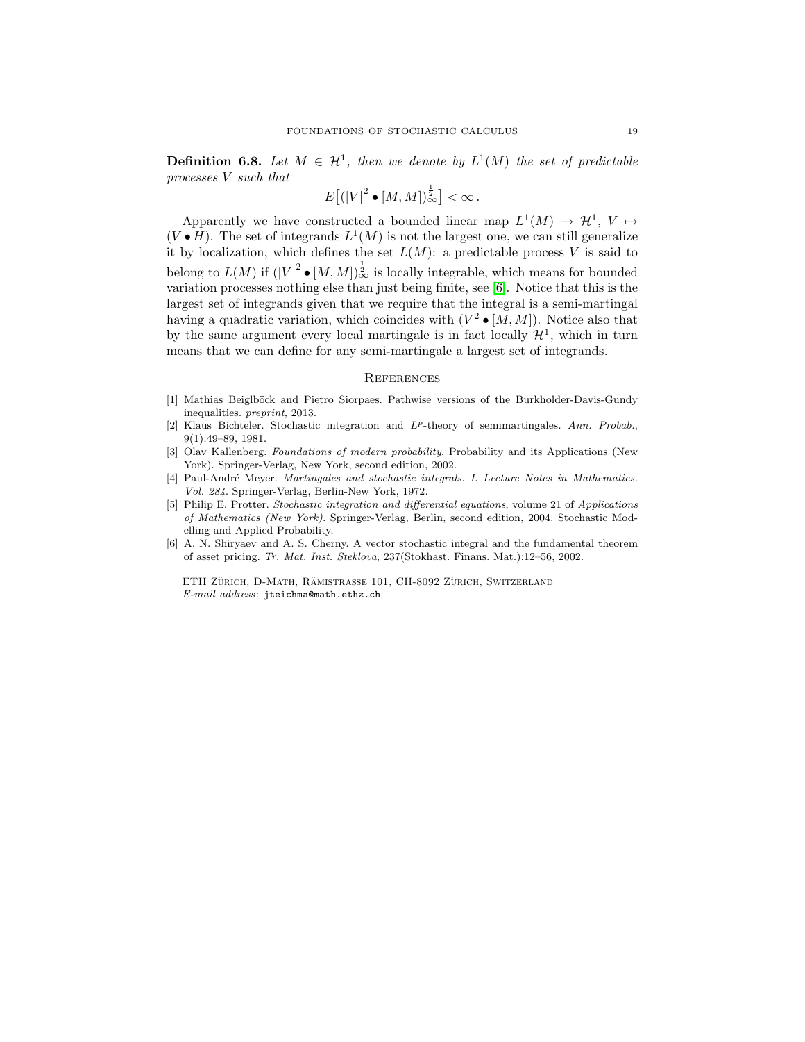**Definition 6.8.** *Let $M \in \mathcal{H}^1$, then we denote by $L^1(M)$ the set of predictable processes $V$ such that*

$$E\big[(|V|^2 \bullet [M,M])^{\frac{1}{2}}_\infty\big] < \infty \,.$$

Apparently we have constructed a bounded linear map $L^1(M) \to \mathcal{H}^1$, $V \mapsto (V \bullet H)$. The set of integrands $L^1(M)$ is not the largest one, we can still generalize it by localization, which defines the set $L(M)$: a predictable process $V$ is said to belong to $L(M)$ if $(|V|^2 \bullet [M,M])^{\frac{1}{2}}_\infty$ is locally integrable, which means for bounded variation processes nothing else than just being finite, see [6]. Notice that this is the largest set of integrands given that we require that the integral is a semi-martingal having a quadratic variation, which coincides with $(V^2 \bullet [M,M])$. Notice also that by the same argument every local martingale is in fact locally $\mathcal{H}^1$, which in turn means that we can define for any semi-martingale a largest set of integrands.

## References

[1] Mathias Beiglböck and Pietro Siorpaes. Pathwise versions of the Burkholder-Davis-Gundy inequalities. *preprint*, 2013.

[2] Klaus Bichteler. Stochastic integration and $L^p$-theory of semimartingales. *Ann. Probab.*, 9(1):49–89, 1981.

[3] Olav Kallenberg. *Foundations of modern probability*. Probability and its Applications (New York). Springer-Verlag, New York, second edition, 2002.

[4] Paul-André Meyer. *Martingales and stochastic integrals. I. Lecture Notes in Mathematics. Vol. 284*. Springer-Verlag, Berlin-New York, 1972.

[5] Philip E. Protter. *Stochastic integration and differential equations*, volume 21 of *Applications of Mathematics (New York)*. Springer-Verlag, Berlin, second edition, 2004. Stochastic Modelling and Applied Probability.

[6] A. N. Shiryaev and A. S. Cherny. A vector stochastic integral and the fundamental theorem of asset pricing. *Tr. Mat. Inst. Steklova*, 237(Stokhast. Finans. Mat.):12–56, 2002.

ETH Zürich, D-Math, Rämistrasse 101, CH-8092 Zürich, Switzerland
*E-mail address*: `jteichma@math.ethz.ch`